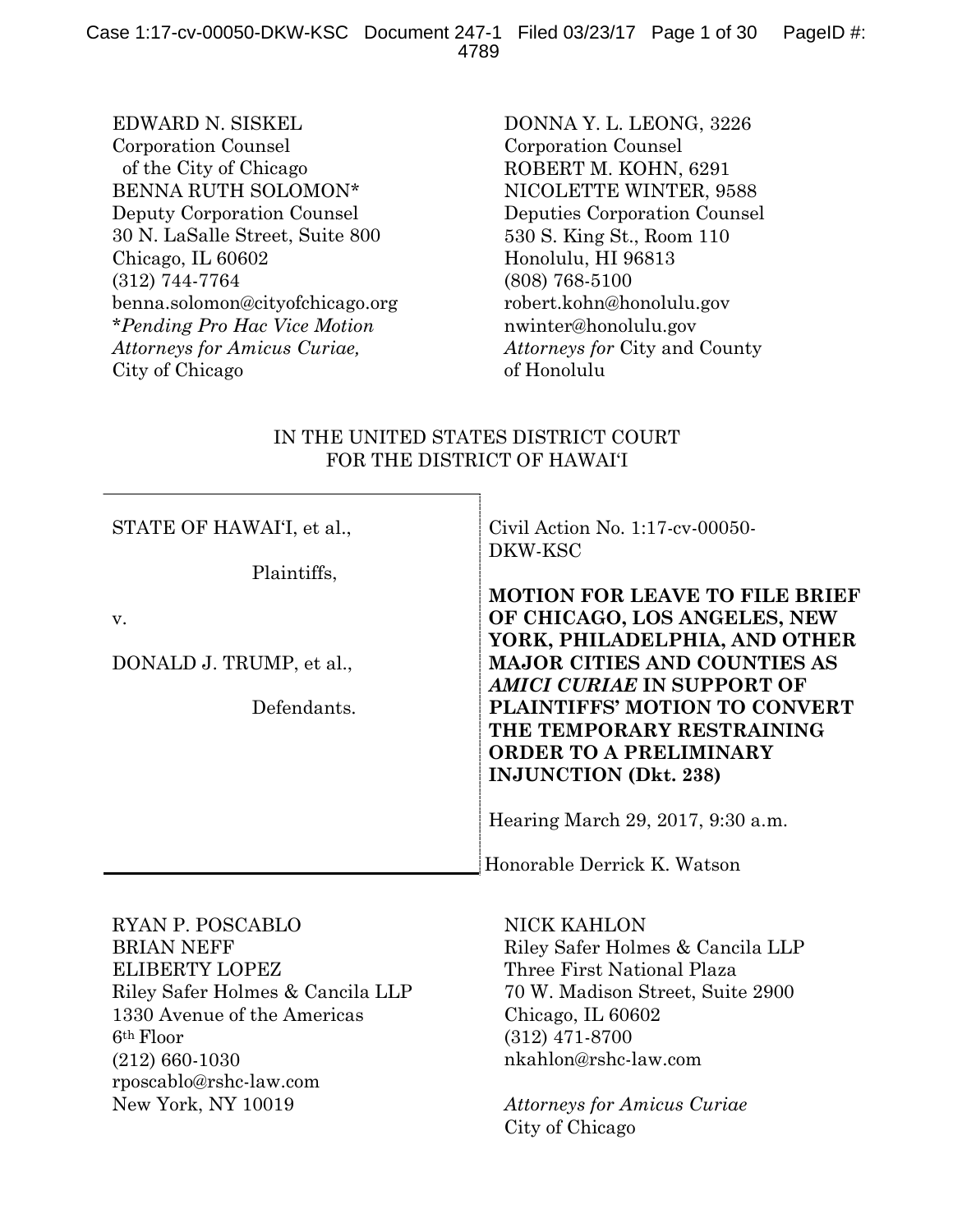EDWARD N. SISKEL
Corporation Counsel
of the City of Chicago
BENNA RUTH SOLOMON*
Deputy Corporation Counsel
30 N. LaSalle Street, Suite 800
Chicago, IL 60602
(312) 744-7764
benna.solomon@cityofchicago.org
**Pending Pro Hac Vice Motion*
*Attorneys for Amicus Curiae,*
City of Chicago

DONNA Y. L. LEONG, 3226
Corporation Counsel
ROBERT M. KOHN, 6291
NICOLETTE WINTER, 9588
Deputies Corporation Counsel
530 S. King St., Room 110
Honolulu, HI 96813
(808) 768-5100
robert.kohn@honolulu.gov
nwinter@honolulu.gov
*Attorneys for* City and County of Honolulu

IN THE UNITED STATES DISTRICT COURT
FOR THE DISTRICT OF HAWAIʻI

STATE OF HAWAIʻI, et al.,

Plaintiffs,

v.

DONALD J. TRUMP, et al.,

Defendants.

Civil Action No. 1:17-cv-00050-DKW-KSC

**MOTION FOR LEAVE TO FILE BRIEF OF CHICAGO, LOS ANGELES, NEW YORK, PHILADELPHIA, AND OTHER MAJOR CITIES AND COUNTIES AS *AMICI CURIAE* IN SUPPORT OF PLAINTIFFS' MOTION TO CONVERT THE TEMPORARY RESTRAINING ORDER TO A PRELIMINARY INJUNCTION (Dkt. 238)**

Hearing March 29, 2017, 9:30 a.m.

Honorable Derrick K. Watson

RYAN P. POSCABLO
BRIAN NEFF
ELIBERTY LOPEZ
Riley Safer Holmes & Cancila LLP
1330 Avenue of the Americas
6th Floor
(212) 660-1030
rposcablo@rshc-law.com
New York, NY 10019

NICK KAHLON
Riley Safer Holmes & Cancila LLP
Three First National Plaza
70 W. Madison Street, Suite 2900
Chicago, IL 60602
(312) 471-8700
nkahlon@rshc-law.com

*Attorneys for Amicus Curiae*
City of Chicago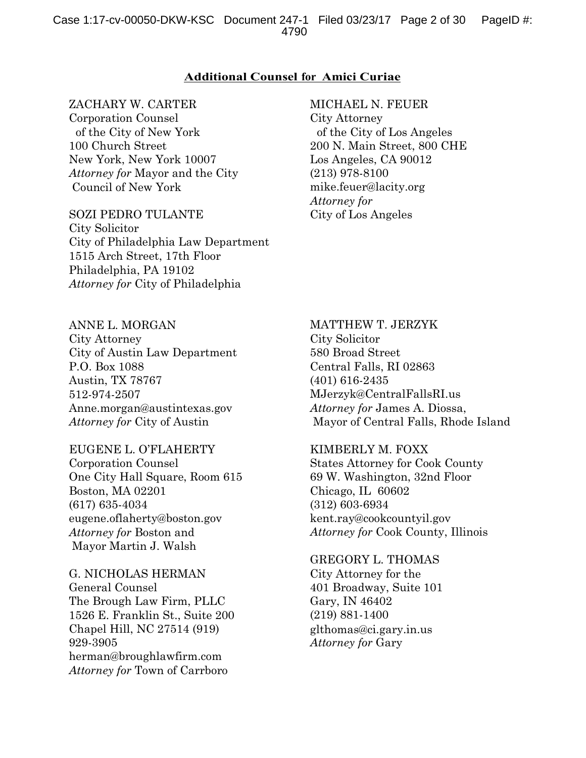**Additional Counsel for Amici Curiae**

ZACHARY W. CARTER
Corporation Counsel
of the City of New York
100 Church Street
New York, New York 10007
*Attorney for* Mayor and the City Council of New York

MICHAEL N. FEUER
City Attorney
of the City of Los Angeles
200 N. Main Street, 800 CHE
Los Angeles, CA 90012
(213) 978-8100
mike.feuer@lacity.org
*Attorney for*
City of Los Angeles

SOZI PEDRO TULANTE
City Solicitor
City of Philadelphia Law Department
1515 Arch Street, 17th Floor
Philadelphia, PA 19102
*Attorney for* City of Philadelphia

ANNE L. MORGAN
City Attorney
City of Austin Law Department
P.O. Box 1088
Austin, TX 78767
512-974-2507
Anne.morgan@austintexas.gov
*Attorney for* City of Austin

MATTHEW T. JERZYK
City Solicitor
580 Broad Street
Central Falls, RI 02863
(401) 616-2435
MJerzyk@CentralFallsRI.us
*Attorney for* James A. Diossa,
Mayor of Central Falls, Rhode Island

EUGENE L. O'FLAHERTY
Corporation Counsel
One City Hall Square, Room 615
Boston, MA 02201
(617) 635-4034
eugene.oflaherty@boston.gov
*Attorney for* Boston and
Mayor Martin J. Walsh

KIMBERLY M. FOXX
States Attorney for Cook County
69 W. Washington, 32nd Floor
Chicago, IL 60602
(312) 603-6934
kent.ray@cookcountyil.gov
*Attorney for* Cook County, Illinois

G. NICHOLAS HERMAN
General Counsel
The Brough Law Firm, PLLC
1526 E. Franklin St., Suite 200
Chapel Hill, NC 27514 (919)
929-3905
herman@broughlawfirm.com
*Attorney for* Town of Carrboro

GREGORY L. THOMAS
City Attorney for the
401 Broadway, Suite 101
Gary, IN 46402
(219) 881-1400
glthomas@ci.gary.in.us
*Attorney for* Gary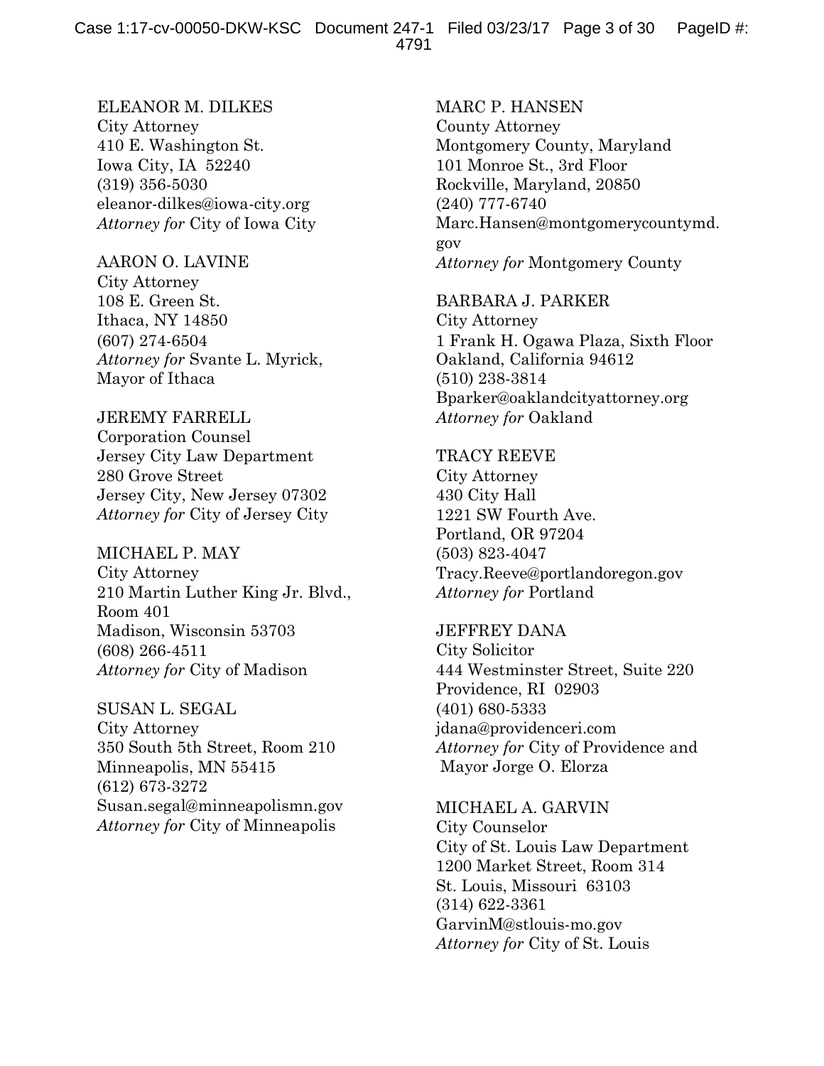ELEANOR M. DILKES
City Attorney
410 E. Washington St.
Iowa City, IA 52240
(319) 356-5030
eleanor-dilkes@iowa-city.org
*Attorney for* City of Iowa City

AARON O. LAVINE
City Attorney
108 E. Green St.
Ithaca, NY 14850
(607) 274-6504
*Attorney for* Svante L. Myrick, Mayor of Ithaca

JEREMY FARRELL
Corporation Counsel
Jersey City Law Department
280 Grove Street
Jersey City, New Jersey 07302
*Attorney for* City of Jersey City

MICHAEL P. MAY
City Attorney
210 Martin Luther King Jr. Blvd., Room 401
Madison, Wisconsin 53703
(608) 266-4511
*Attorney for* City of Madison

SUSAN L. SEGAL
City Attorney
350 South 5th Street, Room 210
Minneapolis, MN 55415
(612) 673-3272
Susan.segal@minneapolismn.gov
*Attorney for* City of Minneapolis

MARC P. HANSEN
County Attorney
Montgomery County, Maryland
101 Monroe St., 3rd Floor
Rockville, Maryland, 20850
(240) 777-6740
Marc.Hansen@montgomerycountymd.gov
*Attorney for* Montgomery County

BARBARA J. PARKER
City Attorney
1 Frank H. Ogawa Plaza, Sixth Floor
Oakland, California 94612
(510) 238-3814
Bparker@oaklandcityattorney.org
*Attorney for* Oakland

TRACY REEVE
City Attorney
430 City Hall
1221 SW Fourth Ave.
Portland, OR 97204
(503) 823-4047
Tracy.Reeve@portlandoregon.gov
*Attorney for* Portland

JEFFREY DANA
City Solicitor
444 Westminster Street, Suite 220
Providence, RI 02903
(401) 680-5333
jdana@providenceri.com
*Attorney for* City of Providence and Mayor Jorge O. Elorza

MICHAEL A. GARVIN
City Counselor
City of St. Louis Law Department
1200 Market Street, Room 314
St. Louis, Missouri 63103
(314) 622-3361
GarvinM@stlouis-mo.gov
*Attorney for* City of St. Louis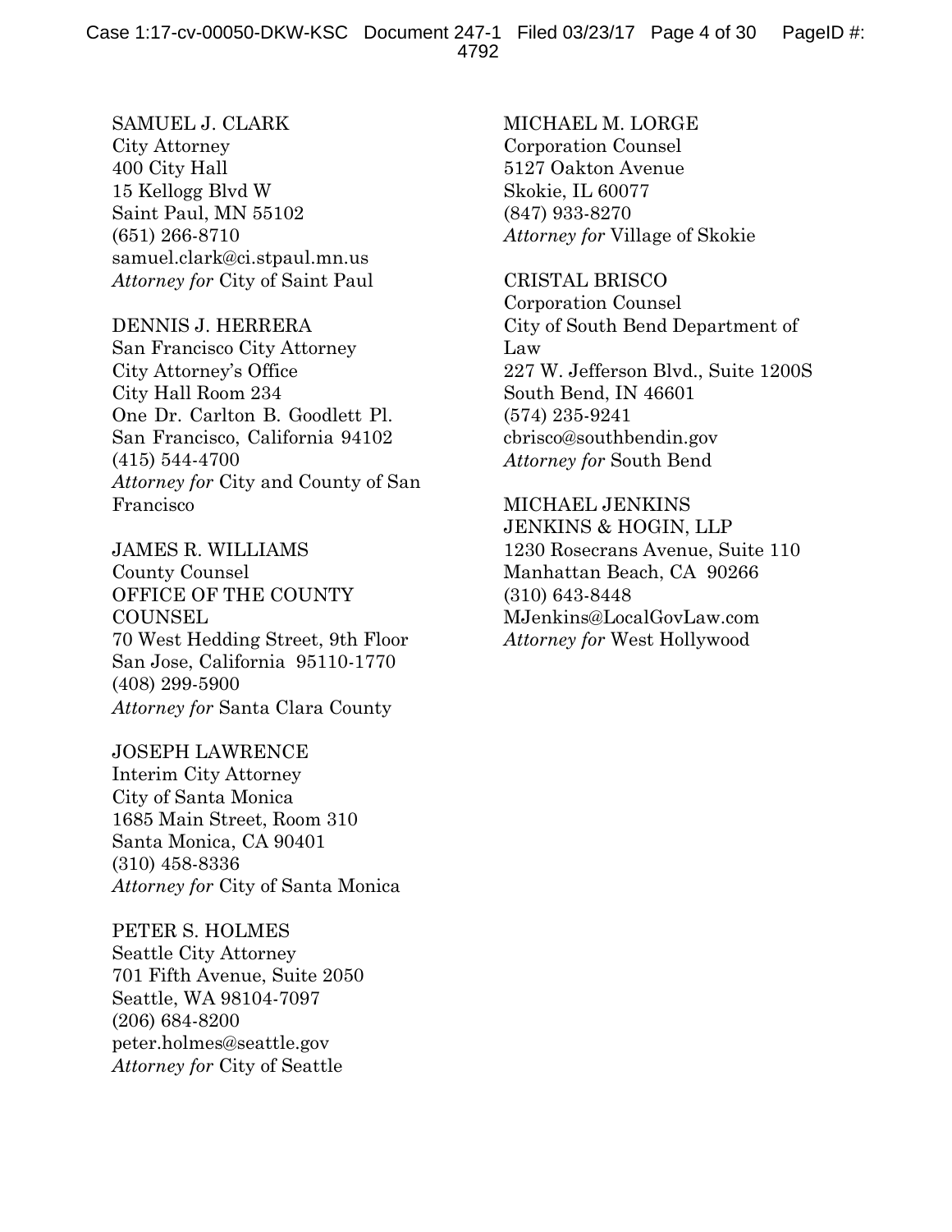SAMUEL J. CLARK
City Attorney
400 City Hall
15 Kellogg Blvd W
Saint Paul, MN 55102
(651) 266-8710
samuel.clark@ci.stpaul.mn.us
*Attorney for* City of Saint Paul

DENNIS J. HERRERA
San Francisco City Attorney
City Attorney's Office
City Hall Room 234
One Dr. Carlton B. Goodlett Pl.
San Francisco, California 94102
(415) 544-4700
*Attorney for* City and County of San Francisco

JAMES R. WILLIAMS
County Counsel
OFFICE OF THE COUNTY COUNSEL
70 West Hedding Street, 9th Floor
San Jose, California 95110-1770
(408) 299-5900
*Attorney for* Santa Clara County

JOSEPH LAWRENCE
Interim City Attorney
City of Santa Monica
1685 Main Street, Room 310
Santa Monica, CA 90401
(310) 458-8336
*Attorney for* City of Santa Monica

PETER S. HOLMES
Seattle City Attorney
701 Fifth Avenue, Suite 2050
Seattle, WA 98104-7097
(206) 684-8200
peter.holmes@seattle.gov
*Attorney for* City of Seattle

MICHAEL M. LORGE
Corporation Counsel
5127 Oakton Avenue
Skokie, IL 60077
(847) 933-8270
*Attorney for* Village of Skokie

CRISTAL BRISCO
Corporation Counsel
City of South Bend Department of Law
227 W. Jefferson Blvd., Suite 1200S
South Bend, IN 46601
(574) 235-9241
cbrisco@southbendin.gov
*Attorney for* South Bend

MICHAEL JENKINS
JENKINS & HOGIN, LLP
1230 Rosecrans Avenue, Suite 110
Manhattan Beach, CA 90266
(310) 643-8448
MJenkins@LocalGovLaw.com
*Attorney for* West Hollywood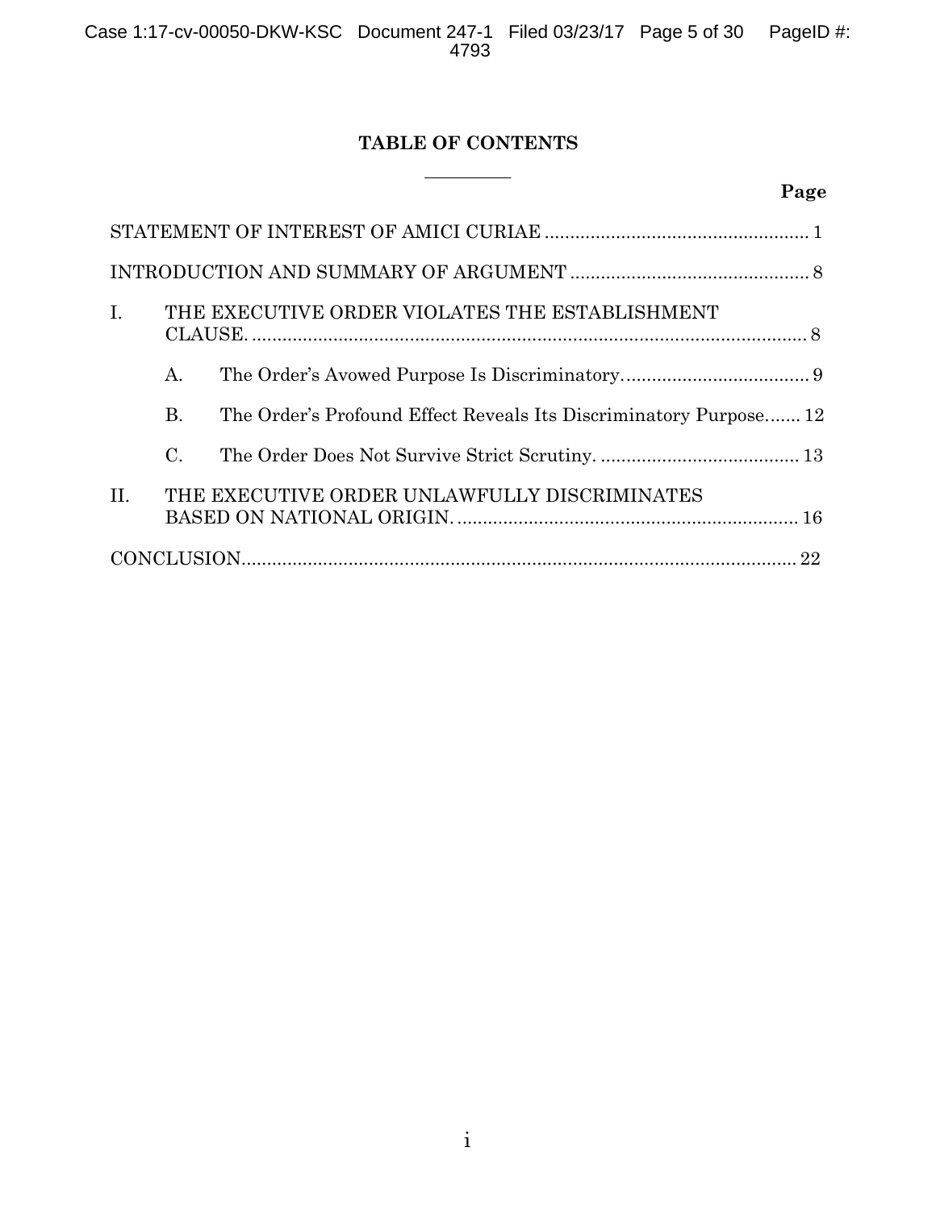## TABLE OF CONTENTS

**Page**

STATEMENT OF INTEREST OF AMICI CURIAE .................................................... 1

INTRODUCTION AND SUMMARY OF ARGUMENT ............................................... 8

I. THE EXECUTIVE ORDER VIOLATES THE ESTABLISHMENT CLAUSE. ............................................................................................................. 8

A. The Order's Avowed Purpose Is Discriminatory. .................................... 9

B. The Order's Profound Effect Reveals Its Discriminatory Purpose....... 12

C. The Order Does Not Survive Strict Scrutiny. ....................................... 13

II. THE EXECUTIVE ORDER UNLAWFULLY DISCRIMINATES BASED ON NATIONAL ORIGIN. ................................................................... 16

CONCLUSION............................................................................................................. 22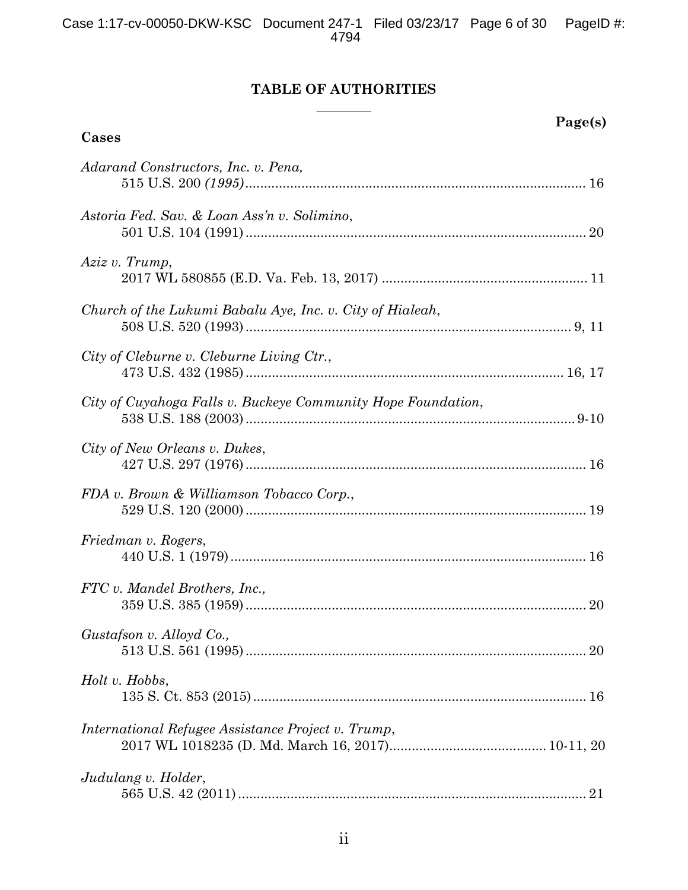## TABLE OF AUTHORITIES

**Cases** **Page(s)**

*Adarand Constructors, Inc. v. Pena,*
515 U.S. 200 *(1995)* .......... 16

*Astoria Fed. Sav. & Loan Ass'n v. Solimino*,
501 U.S. 104 (1991) .......... 20

*Aziz v. Trump*,
2017 WL 580855 (E.D. Va. Feb. 13, 2017) .......... 11

*Church of the Lukumi Babalu Aye, Inc. v. City of Hialeah*,
508 U.S. 520 (1993) .......... 9, 11

*City of Cleburne v. Cleburne Living Ctr.*,
473 U.S. 432 (1985) .......... 16, 17

*City of Cuyahoga Falls v. Buckeye Community Hope Foundation*,
538 U.S. 188 (2003) .......... 9-10

*City of New Orleans v. Dukes*,
427 U.S. 297 (1976) .......... 16

*FDA v. Brown & Williamson Tobacco Corp.*,
529 U.S. 120 (2000) .......... 19

*Friedman v. Rogers*,
440 U.S. 1 (1979) .......... 16

*FTC v. Mandel Brothers, Inc.,*
359 U.S. 385 (1959) .......... 20

*Gustafson v. Alloyd Co.,*
513 U.S. 561 (1995) .......... 20

*Holt v. Hobbs*,
135 S. Ct. 853 (2015) .......... 16

*International Refugee Assistance Project v. Trump*,
2017 WL 1018235 (D. Md. March 16, 2017) .......... 10-11, 20

*Judulang v. Holder*,
565 U.S. 42 (2011) .......... 21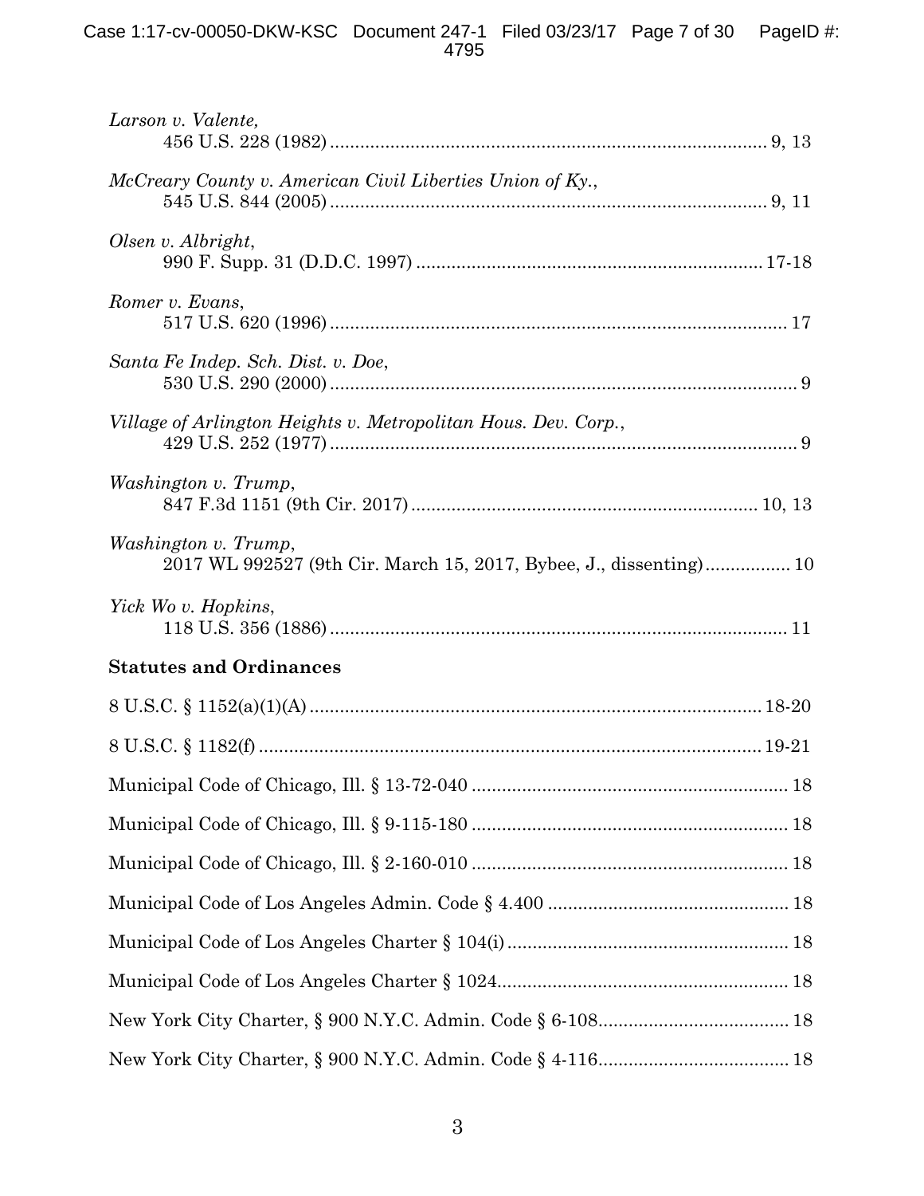*Larson v. Valente*,
456 U.S. 228 (1982) .......................................................................................... 9, 13

*McCreary County v. American Civil Liberties Union of Ky.*,
545 U.S. 844 (2005) .......................................................................................... 9, 11

*Olsen v. Albright*,
990 F. Supp. 31 (D.D.C. 1997) .................................................................... 17-18

*Romer v. Evans*,
517 U.S. 620 (1996) .............................................................................................. 17

*Santa Fe Indep. Sch. Dist. v. Doe*,
530 U.S. 290 (2000) ................................................................................................ 9

*Village of Arlington Heights v. Metropolitan Hous. Dev. Corp.*,
429 U.S. 252 (1977) ................................................................................................ 9

*Washington v. Trump*,
847 F.3d 1151 (9th Cir. 2017) .................................................................... 10, 13

*Washington v. Trump*,
2017 WL 992527 (9th Cir. March 15, 2017, Bybee, J., dissenting) ................ 10

*Yick Wo v. Hopkins*,
118 U.S. 356 (1886) .............................................................................................. 11

**Statutes and Ordinances**

8 U.S.C. § 1152(a)(1)(A) ......................................................................................... 18-20

8 U.S.C. § 1182(f) ...................................................................................................... 19-21

Municipal Code of Chicago, Ill. § 13-72-040 ............................................................ 18

Municipal Code of Chicago, Ill. § 9-115-180 ............................................................ 18

Municipal Code of Chicago, Ill. § 2-160-010 ............................................................ 18

Municipal Code of Los Angeles Admin. Code § 4.400 ............................................. 18

Municipal Code of Los Angeles Charter § 104(i) ...................................................... 18

Municipal Code of Los Angeles Charter § 1024......................................................... 18

New York City Charter, § 900 N.Y.C. Admin. Code § 6-108..................................... 18

New York City Charter, § 900 N.Y.C. Admin. Code § 4-116..................................... 18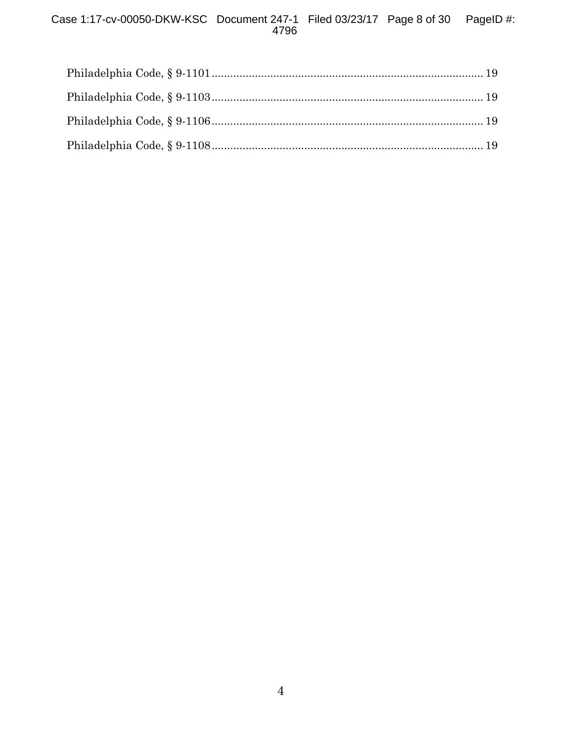Philadelphia Code, § 9-1101 ........................................................................................ 19

Philadelphia Code, § 9-1103 ........................................................................................ 19

Philadelphia Code, § 9-1106 ........................................................................................ 19

Philadelphia Code, § 9-1108 ........................................................................................ 19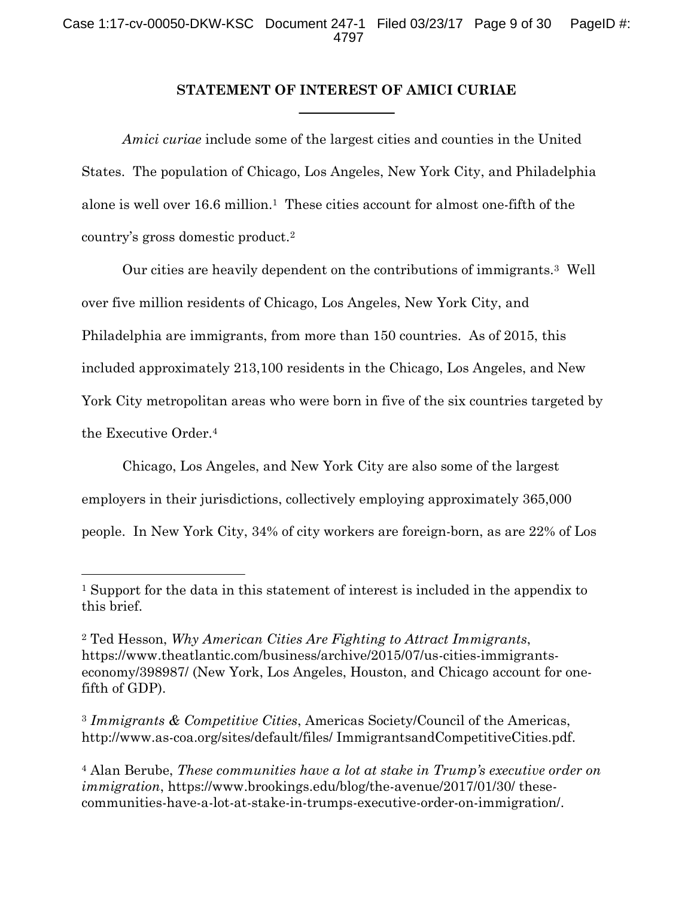## STATEMENT OF INTEREST OF AMICI CURIAE

*Amici curiae* include some of the largest cities and counties in the United States. The population of Chicago, Los Angeles, New York City, and Philadelphia alone is well over 16.6 million.[1] These cities account for almost one-fifth of the country's gross domestic product.[2]

Our cities are heavily dependent on the contributions of immigrants.[3] Well over five million residents of Chicago, Los Angeles, New York City, and Philadelphia are immigrants, from more than 150 countries. As of 2015, this included approximately 213,100 residents in the Chicago, Los Angeles, and New York City metropolitan areas who were born in five of the six countries targeted by the Executive Order.[4]

Chicago, Los Angeles, and New York City are also some of the largest employers in their jurisdictions, collectively employing approximately 365,000 people. In New York City, 34% of city workers are foreign-born, as are 22% of Los

---

[1] Support for the data in this statement of interest is included in the appendix to this brief.

[2] Ted Hesson, *Why American Cities Are Fighting to Attract Immigrants*, https://www.theatlantic.com/business/archive/2015/07/us-cities-immigrants-economy/398987/ (New York, Los Angeles, Houston, and Chicago account for one-fifth of GDP).

[3] *Immigrants & Competitive Cities*, Americas Society/Council of the Americas, http://www.as-coa.org/sites/default/files/ ImmigrantsandCompetitiveCities.pdf.

[4] Alan Berube, *These communities have a lot at stake in Trump's executive order on immigration*, https://www.brookings.edu/blog/the-avenue/2017/01/30/ these-communities-have-a-lot-at-stake-in-trumps-executive-order-on-immigration/.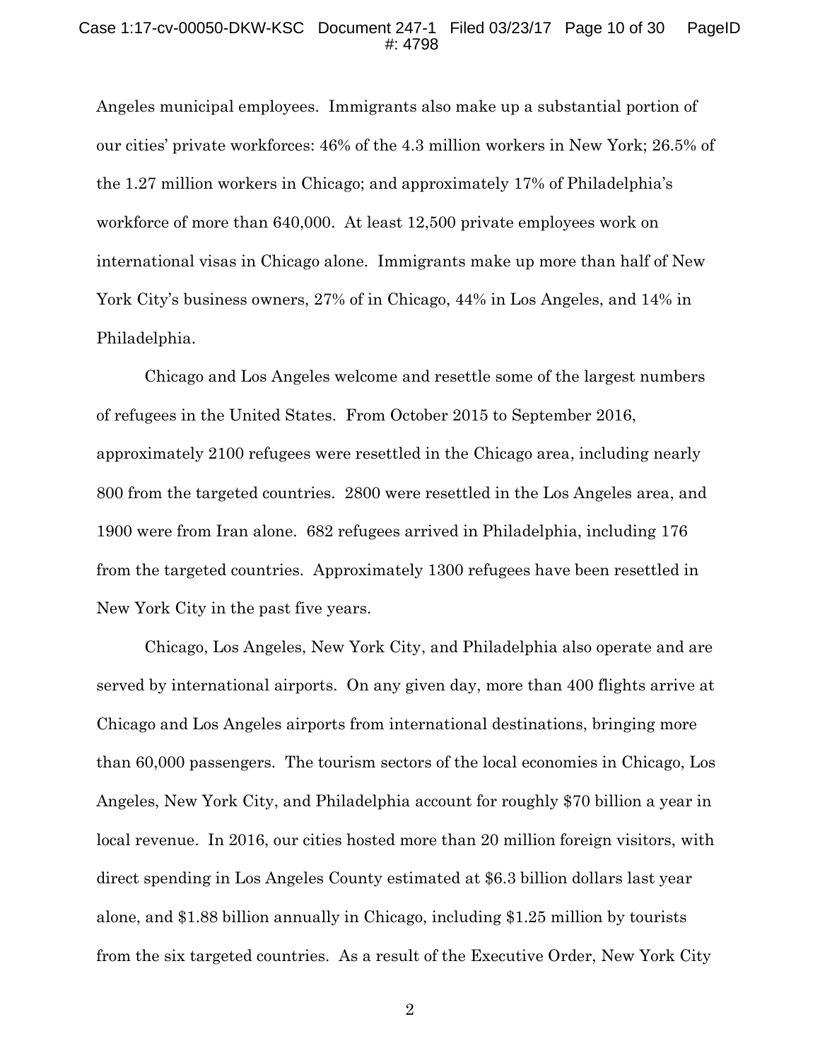Angeles municipal employees. Immigrants also make up a substantial portion of our cities' private workforces: 46% of the 4.3 million workers in New York; 26.5% of the 1.27 million workers in Chicago; and approximately 17% of Philadelphia's workforce of more than 640,000. At least 12,500 private employees work on international visas in Chicago alone. Immigrants make up more than half of New York City's business owners, 27% of in Chicago, 44% in Los Angeles, and 14% in Philadelphia.

Chicago and Los Angeles welcome and resettle some of the largest numbers of refugees in the United States. From October 2015 to September 2016, approximately 2100 refugees were resettled in the Chicago area, including nearly 800 from the targeted countries. 2800 were resettled in the Los Angeles area, and 1900 were from Iran alone. 682 refugees arrived in Philadelphia, including 176 from the targeted countries. Approximately 1300 refugees have been resettled in New York City in the past five years.

Chicago, Los Angeles, New York City, and Philadelphia also operate and are served by international airports. On any given day, more than 400 flights arrive at Chicago and Los Angeles airports from international destinations, bringing more than 60,000 passengers. The tourism sectors of the local economies in Chicago, Los Angeles, New York City, and Philadelphia account for roughly $70 billion a year in local revenue. In 2016, our cities hosted more than 20 million foreign visitors, with direct spending in Los Angeles County estimated at $6.3 billion dollars last year alone, and $1.88 billion annually in Chicago, including $1.25 million by tourists from the six targeted countries. As a result of the Executive Order, New York City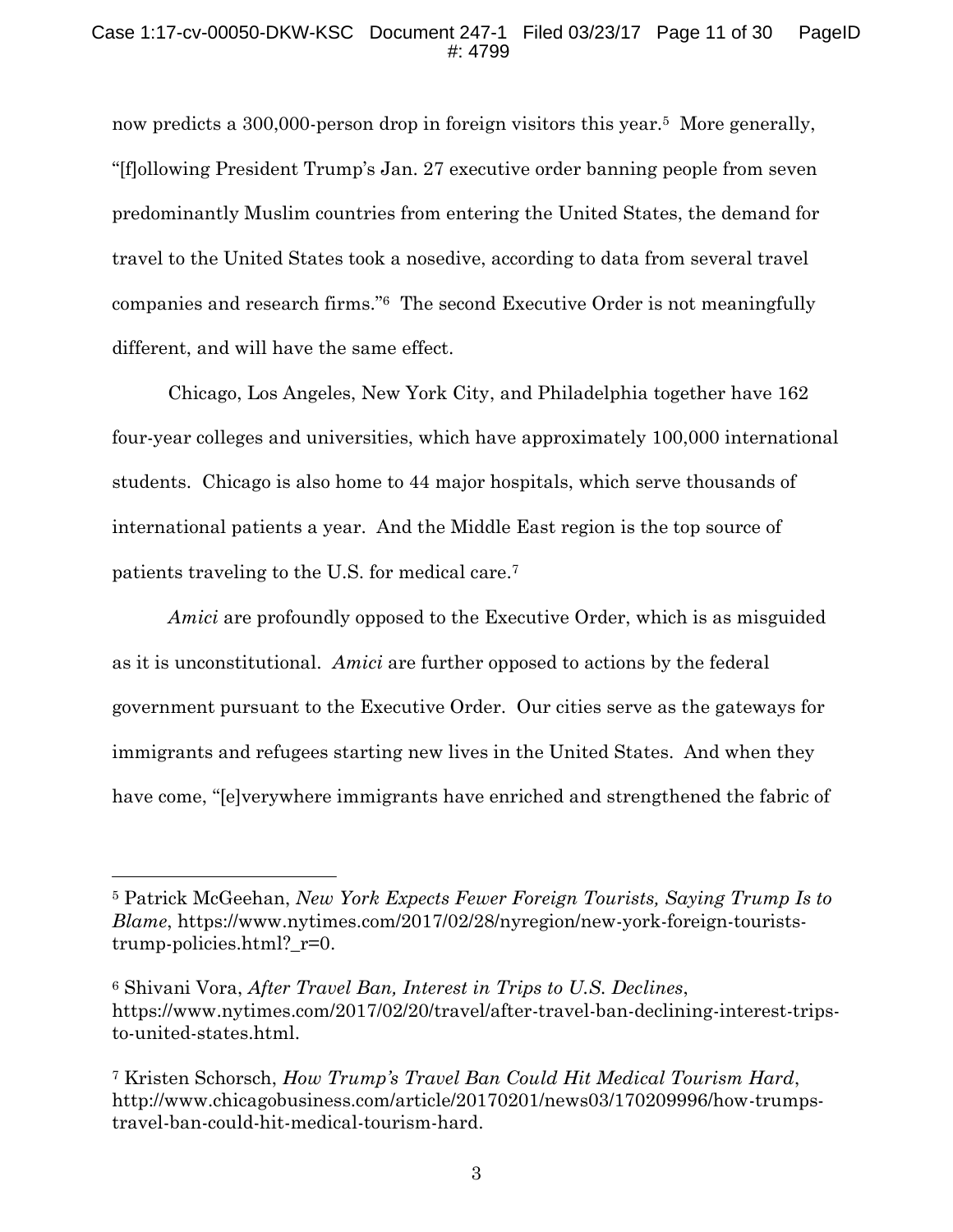now predicts a 300,000-person drop in foreign visitors this year.[5] More generally, "[f]ollowing President Trump's Jan. 27 executive order banning people from seven predominantly Muslim countries from entering the United States, the demand for travel to the United States took a nosedive, according to data from several travel companies and research firms."[6] The second Executive Order is not meaningfully different, and will have the same effect.

Chicago, Los Angeles, New York City, and Philadelphia together have 162 four-year colleges and universities, which have approximately 100,000 international students. Chicago is also home to 44 major hospitals, which serve thousands of international patients a year. And the Middle East region is the top source of patients traveling to the U.S. for medical care.[7]

*Amici* are profoundly opposed to the Executive Order, which is as misguided as it is unconstitutional. *Amici* are further opposed to actions by the federal government pursuant to the Executive Order. Our cities serve as the gateways for immigrants and refugees starting new lives in the United States. And when they have come, "[e]verywhere immigrants have enriched and strengthened the fabric of

---

[5] Patrick McGeehan, *New York Expects Fewer Foreign Tourists, Saying Trump Is to Blame*, https://www.nytimes.com/2017/02/28/nyregion/new-york-foreign-tourists-trump-policies.html?_r=0.

[6] Shivani Vora, *After Travel Ban, Interest in Trips to U.S. Declines*, https://www.nytimes.com/2017/02/20/travel/after-travel-ban-declining-interest-trips-to-united-states.html.

[7] Kristen Schorsch, *How Trump's Travel Ban Could Hit Medical Tourism Hard*, http://www.chicagobusiness.com/article/20170201/news03/170209996/how-trumps-travel-ban-could-hit-medical-tourism-hard.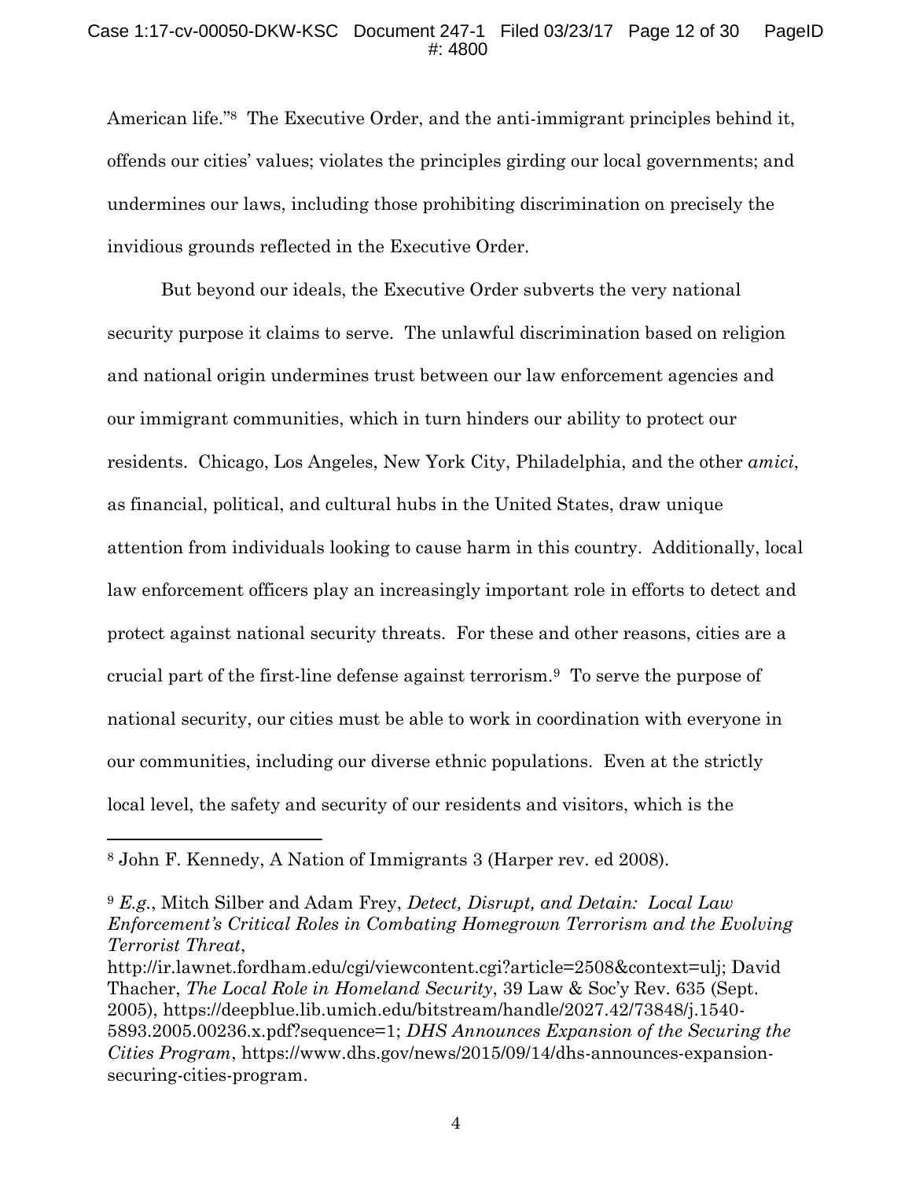American life."[8] The Executive Order, and the anti-immigrant principles behind it, offends our cities' values; violates the principles girding our local governments; and undermines our laws, including those prohibiting discrimination on precisely the invidious grounds reflected in the Executive Order.

But beyond our ideals, the Executive Order subverts the very national security purpose it claims to serve. The unlawful discrimination based on religion and national origin undermines trust between our law enforcement agencies and our immigrant communities, which in turn hinders our ability to protect our residents. Chicago, Los Angeles, New York City, Philadelphia, and the other *amici*, as financial, political, and cultural hubs in the United States, draw unique attention from individuals looking to cause harm in this country. Additionally, local law enforcement officers play an increasingly important role in efforts to detect and protect against national security threats. For these and other reasons, cities are a crucial part of the first-line defense against terrorism.[9] To serve the purpose of national security, our cities must be able to work in coordination with everyone in our communities, including our diverse ethnic populations. Even at the strictly local level, the safety and security of our residents and visitors, which is the

---

[8] John F. Kennedy, A Nation of Immigrants 3 (Harper rev. ed 2008).

[9] *E.g.*, Mitch Silber and Adam Frey, *Detect, Disrupt, and Detain: Local Law Enforcement's Critical Roles in Combating Homegrown Terrorism and the Evolving Terrorist Threat*, http://ir.lawnet.fordham.edu/cgi/viewcontent.cgi?article=2508&context=ulj; David Thacher, *The Local Role in Homeland Security*, 39 Law & Soc'y Rev. 635 (Sept. 2005), https://deepblue.lib.umich.edu/bitstream/handle/2027.42/73848/j.1540-5893.2005.00236.x.pdf?sequence=1; *DHS Announces Expansion of the Securing the Cities Program*, https://www.dhs.gov/news/2015/09/14/dhs-announces-expansion-securing-cities-program.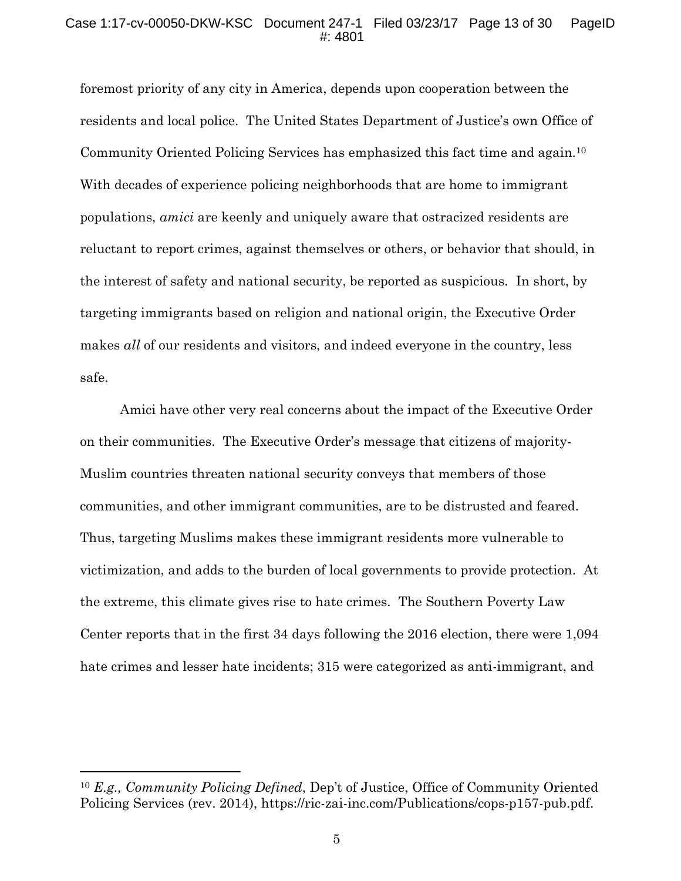foremost priority of any city in America, depends upon cooperation between the residents and local police. The United States Department of Justice's own Office of Community Oriented Policing Services has emphasized this fact time and again.[10] With decades of experience policing neighborhoods that are home to immigrant populations, *amici* are keenly and uniquely aware that ostracized residents are reluctant to report crimes, against themselves or others, or behavior that should, in the interest of safety and national security, be reported as suspicious. In short, by targeting immigrants based on religion and national origin, the Executive Order makes *all* of our residents and visitors, and indeed everyone in the country, less safe.

Amici have other very real concerns about the impact of the Executive Order on their communities. The Executive Order's message that citizens of majority-Muslim countries threaten national security conveys that members of those communities, and other immigrant communities, are to be distrusted and feared. Thus, targeting Muslims makes these immigrant residents more vulnerable to victimization, and adds to the burden of local governments to provide protection. At the extreme, this climate gives rise to hate crimes. The Southern Poverty Law Center reports that in the first 34 days following the 2016 election, there were 1,094 hate crimes and lesser hate incidents; 315 were categorized as anti-immigrant, and

---

[10] *E.g., Community Policing Defined*, Dep't of Justice, Office of Community Oriented Policing Services (rev. 2014), https://ric-zai-inc.com/Publications/cops-p157-pub.pdf.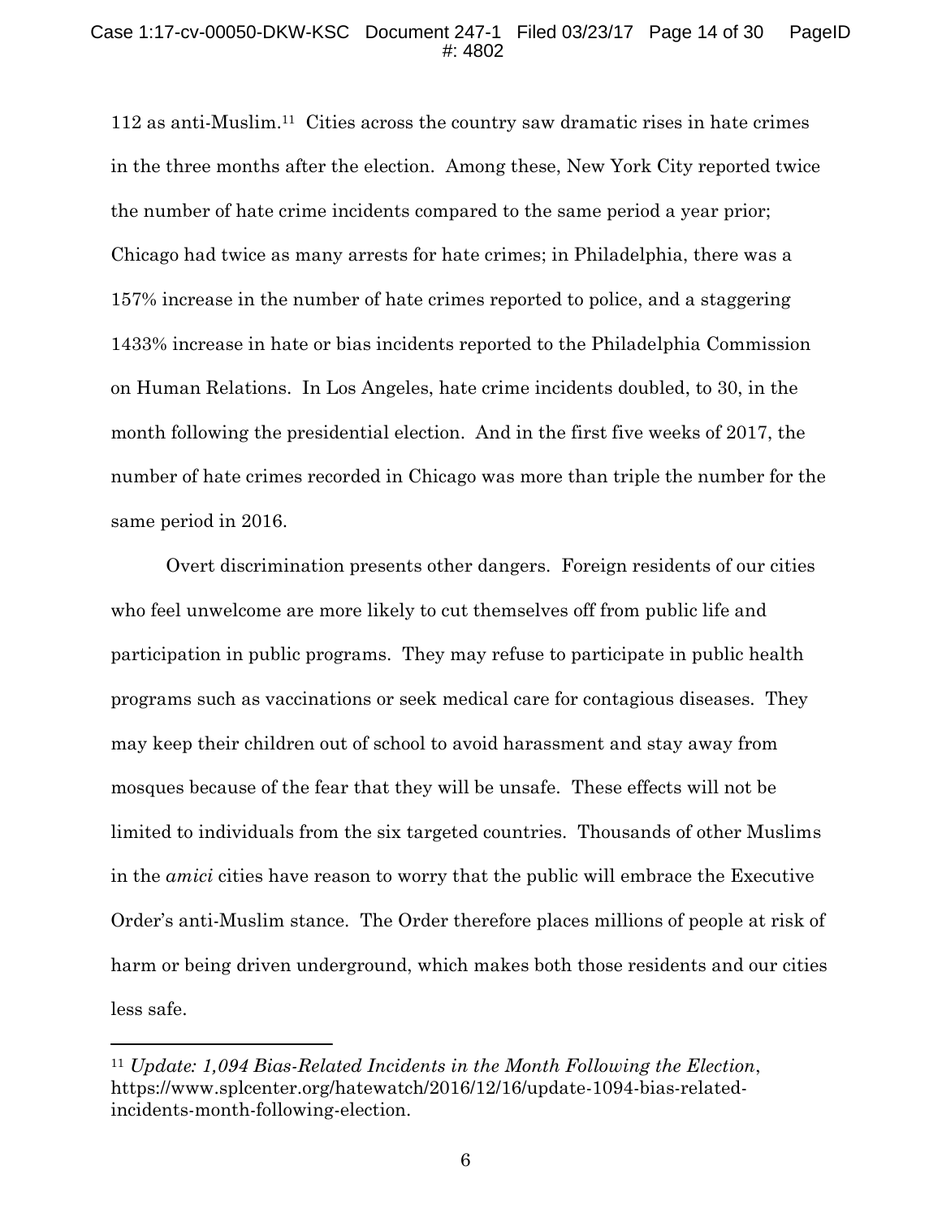112 as anti-Muslim.[11] Cities across the country saw dramatic rises in hate crimes in the three months after the election. Among these, New York City reported twice the number of hate crime incidents compared to the same period a year prior; Chicago had twice as many arrests for hate crimes; in Philadelphia, there was a 157% increase in the number of hate crimes reported to police, and a staggering 1433% increase in hate or bias incidents reported to the Philadelphia Commission on Human Relations. In Los Angeles, hate crime incidents doubled, to 30, in the month following the presidential election. And in the first five weeks of 2017, the number of hate crimes recorded in Chicago was more than triple the number for the same period in 2016.

Overt discrimination presents other dangers. Foreign residents of our cities who feel unwelcome are more likely to cut themselves off from public life and participation in public programs. They may refuse to participate in public health programs such as vaccinations or seek medical care for contagious diseases. They may keep their children out of school to avoid harassment and stay away from mosques because of the fear that they will be unsafe. These effects will not be limited to individuals from the six targeted countries. Thousands of other Muslims in the *amici* cities have reason to worry that the public will embrace the Executive Order's anti-Muslim stance. The Order therefore places millions of people at risk of harm or being driven underground, which makes both those residents and our cities less safe.

---

[11] *Update: 1,094 Bias-Related Incidents in the Month Following the Election*, https://www.splcenter.org/hatewatch/2016/12/16/update-1094-bias-related-incidents-month-following-election.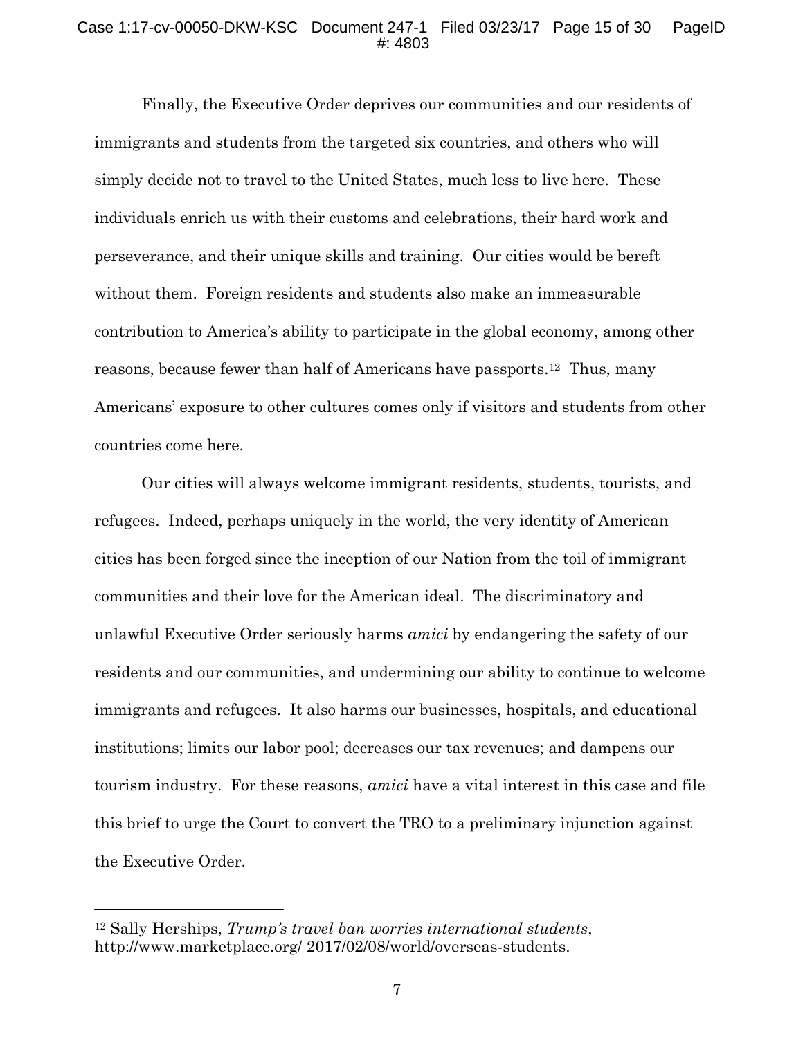Finally, the Executive Order deprives our communities and our residents of immigrants and students from the targeted six countries, and others who will simply decide not to travel to the United States, much less to live here. These individuals enrich us with their customs and celebrations, their hard work and perseverance, and their unique skills and training. Our cities would be bereft without them. Foreign residents and students also make an immeasurable contribution to America's ability to participate in the global economy, among other reasons, because fewer than half of Americans have passports.[12] Thus, many Americans' exposure to other cultures comes only if visitors and students from other countries come here.

Our cities will always welcome immigrant residents, students, tourists, and refugees. Indeed, perhaps uniquely in the world, the very identity of American cities has been forged since the inception of our Nation from the toil of immigrant communities and their love for the American ideal. The discriminatory and unlawful Executive Order seriously harms *amici* by endangering the safety of our residents and our communities, and undermining our ability to continue to welcome immigrants and refugees. It also harms our businesses, hospitals, and educational institutions; limits our labor pool; decreases our tax revenues; and dampens our tourism industry. For these reasons, *amici* have a vital interest in this case and file this brief to urge the Court to convert the TRO to a preliminary injunction against the Executive Order.

---

[12] Sally Herships, *Trump's travel ban worries international students*, http://www.marketplace.org/ 2017/02/08/world/overseas-students.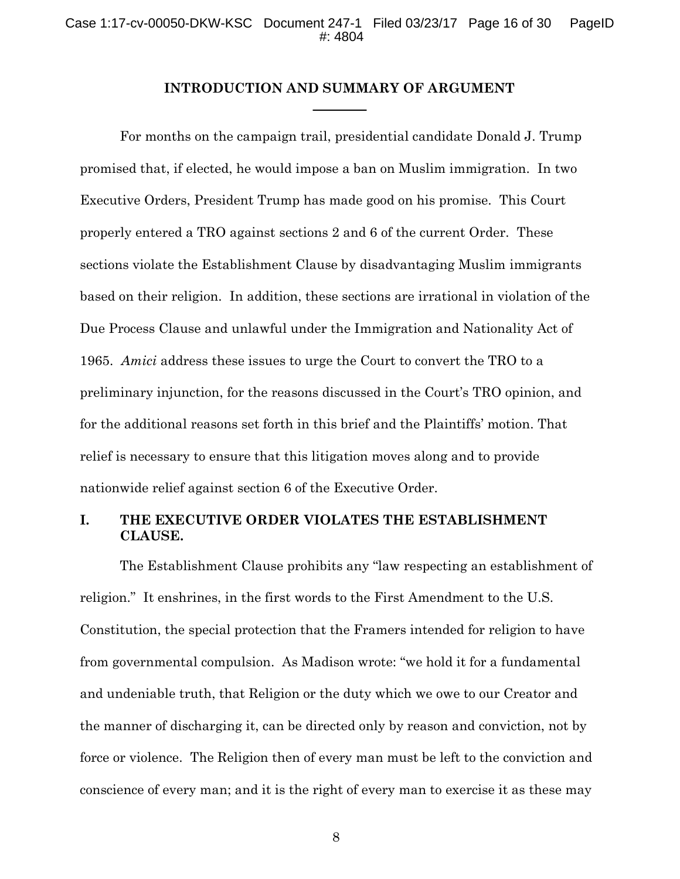## INTRODUCTION AND SUMMARY OF ARGUMENT

For months on the campaign trail, presidential candidate Donald J. Trump promised that, if elected, he would impose a ban on Muslim immigration. In two Executive Orders, President Trump has made good on his promise. This Court properly entered a TRO against sections 2 and 6 of the current Order. These sections violate the Establishment Clause by disadvantaging Muslim immigrants based on their religion. In addition, these sections are irrational in violation of the Due Process Clause and unlawful under the Immigration and Nationality Act of 1965. *Amici* address these issues to urge the Court to convert the TRO to a preliminary injunction, for the reasons discussed in the Court's TRO opinion, and for the additional reasons set forth in this brief and the Plaintiffs' motion. That relief is necessary to ensure that this litigation moves along and to provide nationwide relief against section 6 of the Executive Order.

### I. THE EXECUTIVE ORDER VIOLATES THE ESTABLISHMENT CLAUSE.

The Establishment Clause prohibits any "law respecting an establishment of religion." It enshrines, in the first words to the First Amendment to the U.S. Constitution, the special protection that the Framers intended for religion to have from governmental compulsion. As Madison wrote: "we hold it for a fundamental and undeniable truth, that Religion or the duty which we owe to our Creator and the manner of discharging it, can be directed only by reason and conviction, not by force or violence. The Religion then of every man must be left to the conviction and conscience of every man; and it is the right of every man to exercise it as these may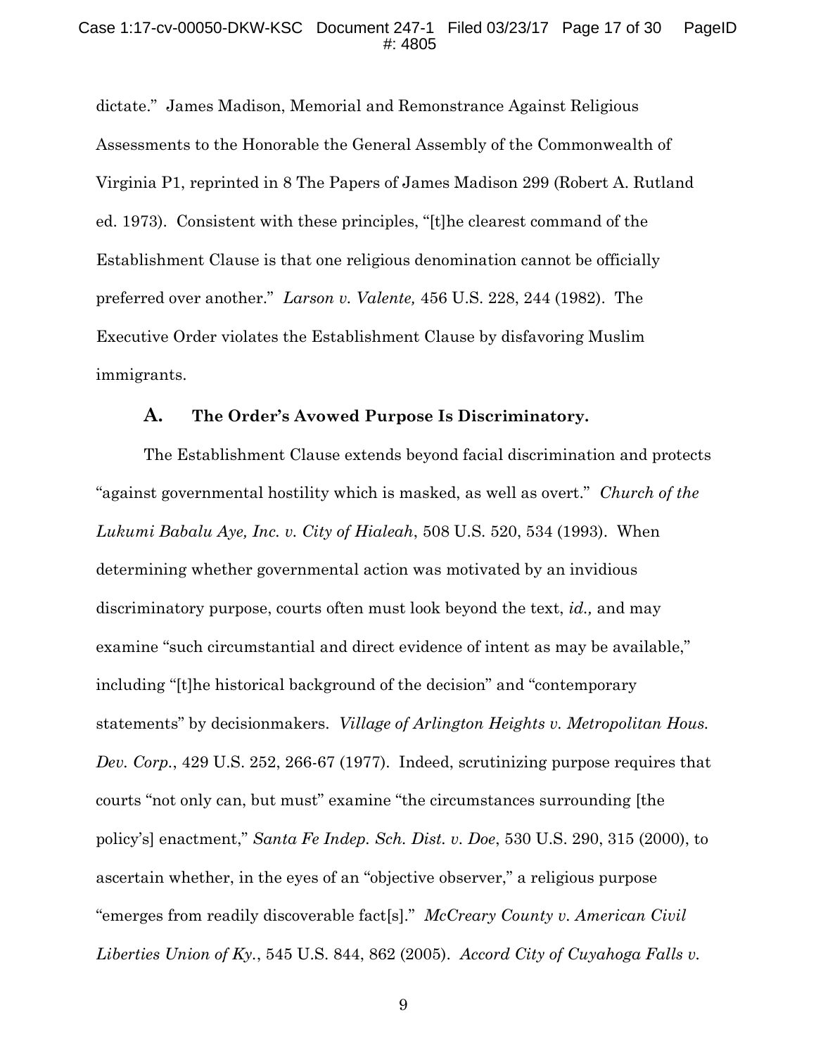dictate." James Madison, Memorial and Remonstrance Against Religious Assessments to the Honorable the General Assembly of the Commonwealth of Virginia P1, reprinted in 8 The Papers of James Madison 299 (Robert A. Rutland ed. 1973). Consistent with these principles, "[t]he clearest command of the Establishment Clause is that one religious denomination cannot be officially preferred over another." *Larson v. Valente,* 456 U.S. 228, 244 (1982). The Executive Order violates the Establishment Clause by disfavoring Muslim immigrants.

### A. The Order's Avowed Purpose Is Discriminatory.

The Establishment Clause extends beyond facial discrimination and protects "against governmental hostility which is masked, as well as overt." *Church of the Lukumi Babalu Aye, Inc. v. City of Hialeah*, 508 U.S. 520, 534 (1993). When determining whether governmental action was motivated by an invidious discriminatory purpose, courts often must look beyond the text, *id.,* and may examine "such circumstantial and direct evidence of intent as may be available," including "[t]he historical background of the decision" and "contemporary statements" by decisionmakers. *Village of Arlington Heights v. Metropolitan Hous. Dev. Corp.*, 429 U.S. 252, 266-67 (1977). Indeed, scrutinizing purpose requires that courts "not only can, but must" examine "the circumstances surrounding [the policy's] enactment," *Santa Fe Indep. Sch. Dist. v. Doe*, 530 U.S. 290, 315 (2000), to ascertain whether, in the eyes of an "objective observer," a religious purpose "emerges from readily discoverable fact[s]." *McCreary County v. American Civil Liberties Union of Ky.*, 545 U.S. 844, 862 (2005). *Accord City of Cuyahoga Falls v.*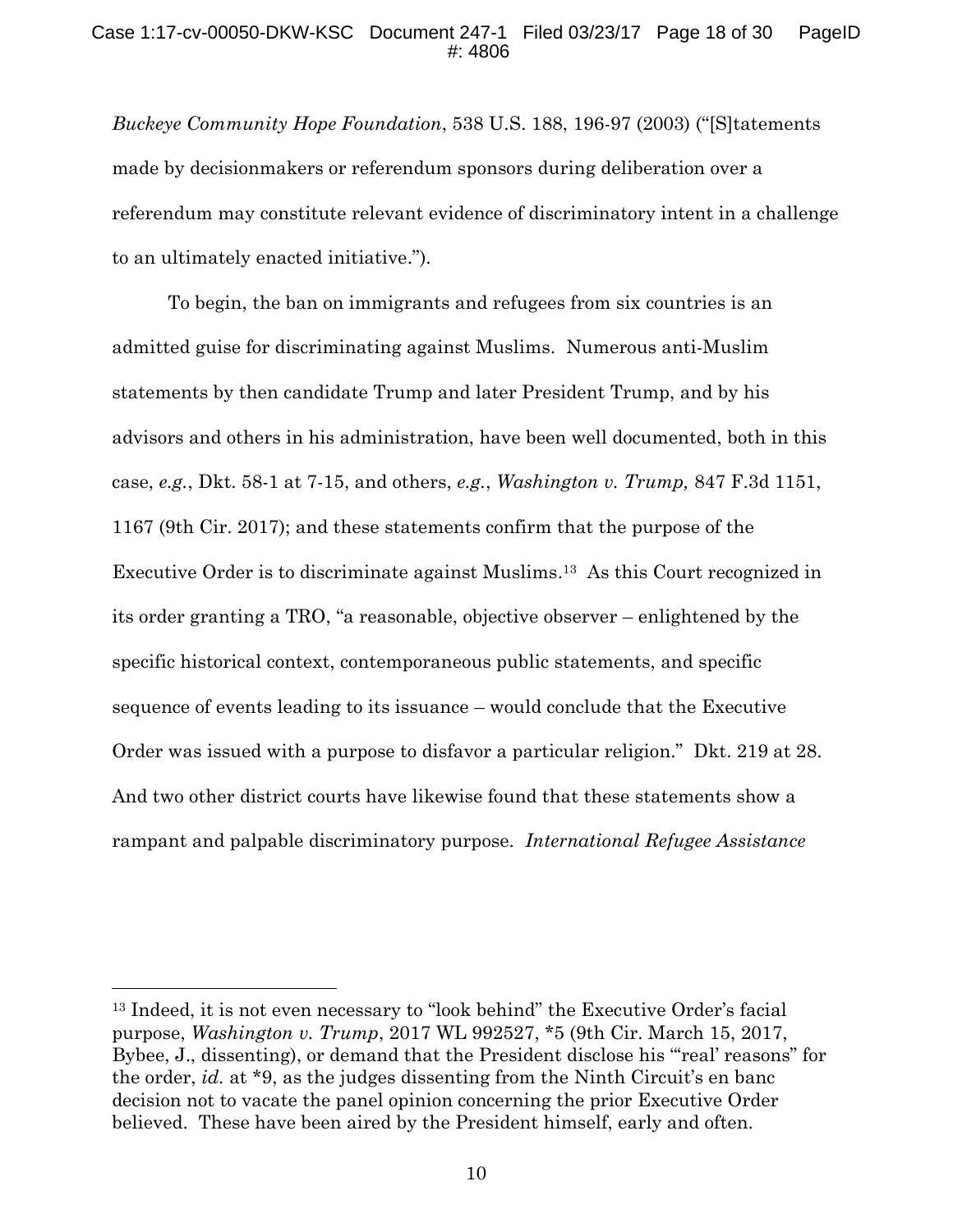*Buckeye Community Hope Foundation*, 538 U.S. 188, 196-97 (2003) ("[S]tatements made by decisionmakers or referendum sponsors during deliberation over a referendum may constitute relevant evidence of discriminatory intent in a challenge to an ultimately enacted initiative.").

To begin, the ban on immigrants and refugees from six countries is an admitted guise for discriminating against Muslims. Numerous anti-Muslim statements by then candidate Trump and later President Trump, and by his advisors and others in his administration, have been well documented, both in this case, *e.g.*, Dkt. 58-1 at 7-15, and others, *e.g.*, *Washington v. Trump,* 847 F.3d 1151, 1167 (9th Cir. 2017); and these statements confirm that the purpose of the Executive Order is to discriminate against Muslims.[13] As this Court recognized in its order granting a TRO, "a reasonable, objective observer – enlightened by the specific historical context, contemporaneous public statements, and specific sequence of events leading to its issuance – would conclude that the Executive Order was issued with a purpose to disfavor a particular religion." Dkt. 219 at 28. And two other district courts have likewise found that these statements show a rampant and palpable discriminatory purpose. *International Refugee Assistance*

[13] Indeed, it is not even necessary to "look behind" the Executive Order's facial purpose, *Washington v. Trump*, 2017 WL 992527, *5 (9th Cir. March 15, 2017, Bybee, J., dissenting), or demand that the President disclose his "'real' reasons" for the order, *id.* at *9, as the judges dissenting from the Ninth Circuit's en banc decision not to vacate the panel opinion concerning the prior Executive Order believed. These have been aired by the President himself, early and often.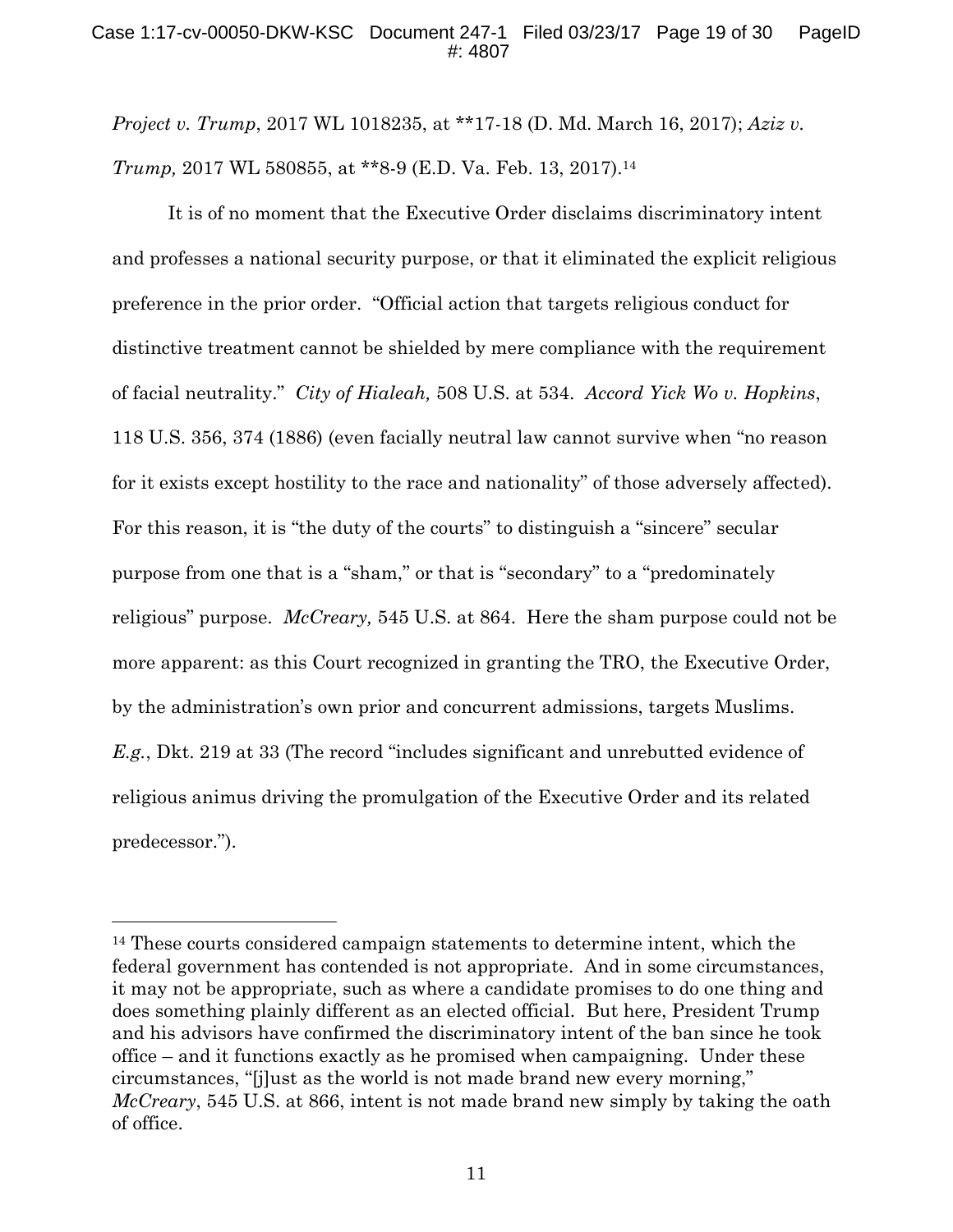*Project v. Trump*, 2017 WL 1018235, at **17-18 (D. Md. March 16, 2017); *Aziz v. Trump,* 2017 WL 580855, at **8-9 (E.D. Va. Feb. 13, 2017).[14]

It is of no moment that the Executive Order disclaims discriminatory intent and professes a national security purpose, or that it eliminated the explicit religious preference in the prior order. "Official action that targets religious conduct for distinctive treatment cannot be shielded by mere compliance with the requirement of facial neutrality." *City of Hialeah,* 508 U.S. at 534. *Accord Yick Wo v. Hopkins*, 118 U.S. 356, 374 (1886) (even facially neutral law cannot survive when "no reason for it exists except hostility to the race and nationality" of those adversely affected). For this reason, it is "the duty of the courts" to distinguish a "sincere" secular purpose from one that is a "sham," or that is "secondary" to a "predominately religious" purpose. *McCreary,* 545 U.S. at 864. Here the sham purpose could not be more apparent: as this Court recognized in granting the TRO, the Executive Order, by the administration's own prior and concurrent admissions, targets Muslims. *E.g.*, Dkt. 219 at 33 (The record "includes significant and unrebutted evidence of religious animus driving the promulgation of the Executive Order and its related predecessor.").

---

[14] These courts considered campaign statements to determine intent, which the federal government has contended is not appropriate. And in some circumstances, it may not be appropriate, such as where a candidate promises to do one thing and does something plainly different as an elected official. But here, President Trump and his advisors have confirmed the discriminatory intent of the ban since he took office – and it functions exactly as he promised when campaigning. Under these circumstances, "[j]ust as the world is not made brand new every morning," *McCreary*, 545 U.S. at 866, intent is not made brand new simply by taking the oath of office.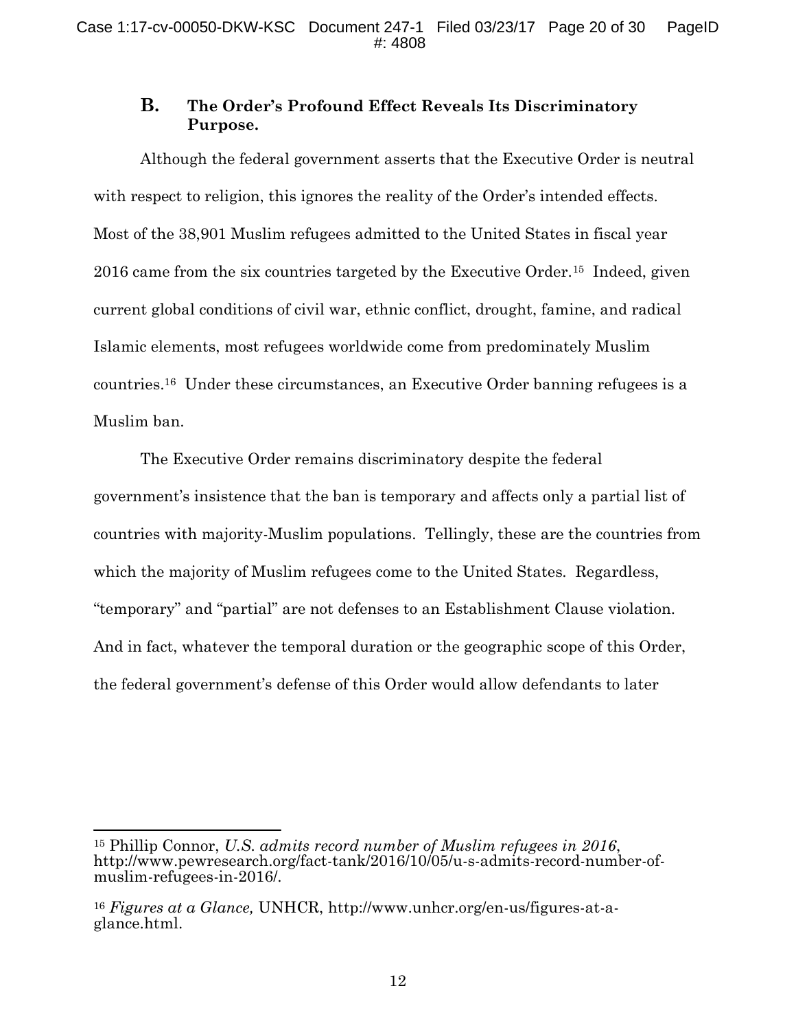### B. The Order's Profound Effect Reveals Its Discriminatory Purpose.

Although the federal government asserts that the Executive Order is neutral with respect to religion, this ignores the reality of the Order's intended effects. Most of the 38,901 Muslim refugees admitted to the United States in fiscal year 2016 came from the six countries targeted by the Executive Order.[15] Indeed, given current global conditions of civil war, ethnic conflict, drought, famine, and radical Islamic elements, most refugees worldwide come from predominately Muslim countries.[16] Under these circumstances, an Executive Order banning refugees is a Muslim ban.

The Executive Order remains discriminatory despite the federal government's insistence that the ban is temporary and affects only a partial list of countries with majority-Muslim populations. Tellingly, these are the countries from which the majority of Muslim refugees come to the United States. Regardless, "temporary" and "partial" are not defenses to an Establishment Clause violation. And in fact, whatever the temporal duration or the geographic scope of this Order, the federal government's defense of this Order would allow defendants to later

---

[15] Phillip Connor, *U.S. admits record number of Muslim refugees in 2016*, http://www.pewresearch.org/fact-tank/2016/10/05/u-s-admits-record-number-of-muslim-refugees-in-2016/.

[16] *Figures at a Glance,* UNHCR, http://www.unhcr.org/en-us/figures-at-a-glance.html.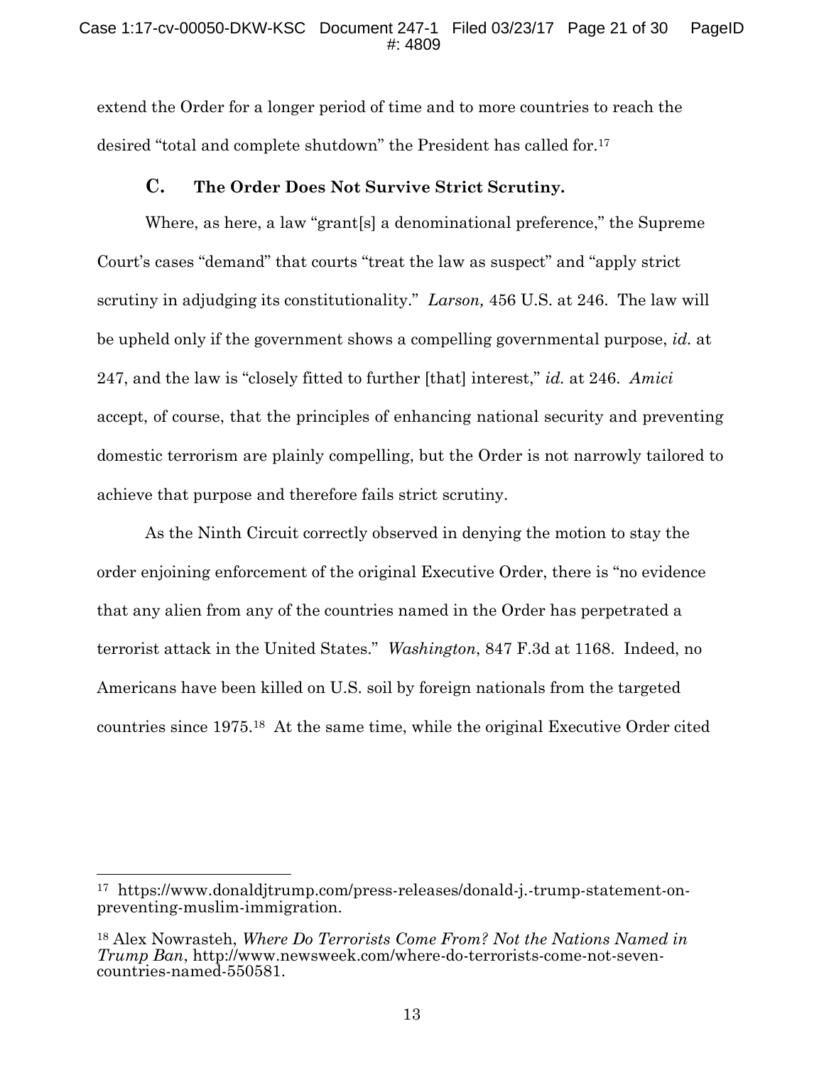extend the Order for a longer period of time and to more countries to reach the desired "total and complete shutdown" the President has called for.[17]

### C. The Order Does Not Survive Strict Scrutiny.

Where, as here, a law "grant[s] a denominational preference," the Supreme Court's cases "demand" that courts "treat the law as suspect" and "apply strict scrutiny in adjudging its constitutionality." *Larson,* 456 U.S. at 246. The law will be upheld only if the government shows a compelling governmental purpose, *id.* at 247, and the law is "closely fitted to further [that] interest," *id.* at 246. *Amici* accept, of course, that the principles of enhancing national security and preventing domestic terrorism are plainly compelling, but the Order is not narrowly tailored to achieve that purpose and therefore fails strict scrutiny.

As the Ninth Circuit correctly observed in denying the motion to stay the order enjoining enforcement of the original Executive Order, there is "no evidence that any alien from any of the countries named in the Order has perpetrated a terrorist attack in the United States." *Washington*, 847 F.3d at 1168. Indeed, no Americans have been killed on U.S. soil by foreign nationals from the targeted countries since 1975.[18] At the same time, while the original Executive Order cited

---

[17] https://www.donaldjtrump.com/press-releases/donald-j.-trump-statement-on-preventing-muslim-immigration.

[18] Alex Nowrasteh, *Where Do Terrorists Come From? Not the Nations Named in Trump Ban*, http://www.newsweek.com/where-do-terrorists-come-not-seven-countries-named-550581.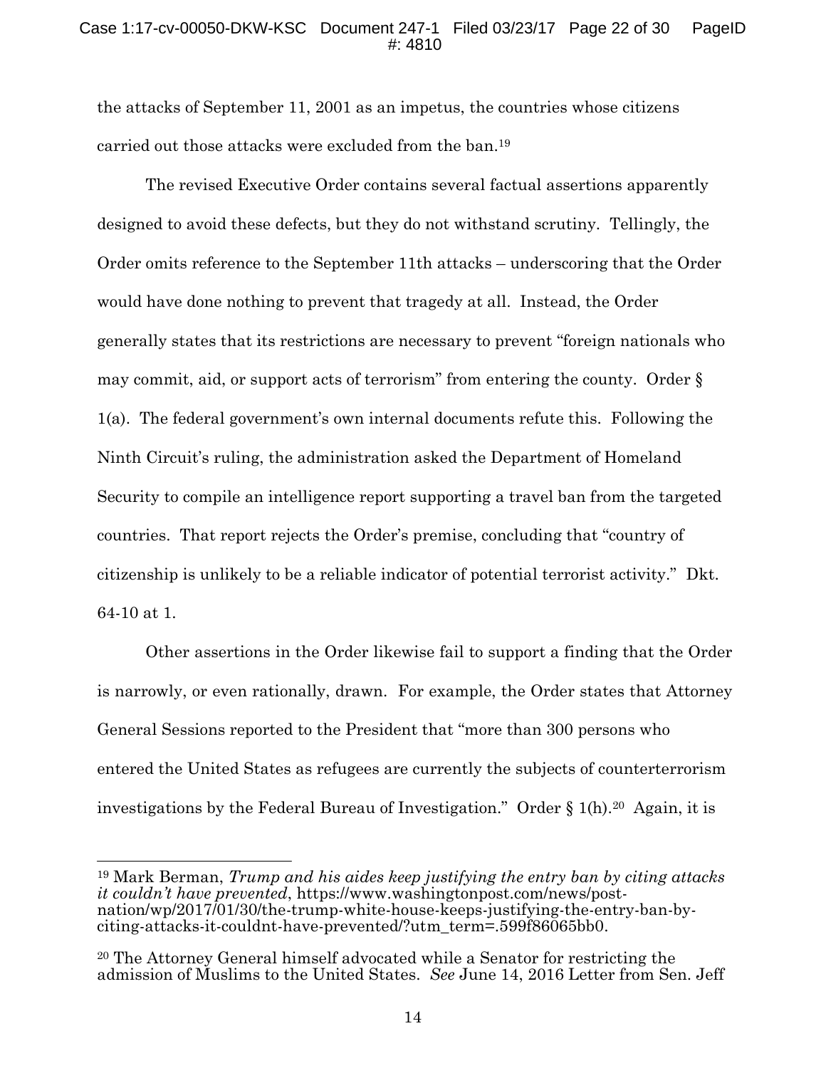the attacks of September 11, 2001 as an impetus, the countries whose citizens carried out those attacks were excluded from the ban.[19]

The revised Executive Order contains several factual assertions apparently designed to avoid these defects, but they do not withstand scrutiny. Tellingly, the Order omits reference to the September 11th attacks – underscoring that the Order would have done nothing to prevent that tragedy at all. Instead, the Order generally states that its restrictions are necessary to prevent "foreign nationals who may commit, aid, or support acts of terrorism" from entering the county. Order § 1(a). The federal government's own internal documents refute this. Following the Ninth Circuit's ruling, the administration asked the Department of Homeland Security to compile an intelligence report supporting a travel ban from the targeted countries. That report rejects the Order's premise, concluding that "country of citizenship is unlikely to be a reliable indicator of potential terrorist activity." Dkt. 64-10 at 1.

Other assertions in the Order likewise fail to support a finding that the Order is narrowly, or even rationally, drawn. For example, the Order states that Attorney General Sessions reported to the President that "more than 300 persons who entered the United States as refugees are currently the subjects of counterterrorism investigations by the Federal Bureau of Investigation." Order § 1(h).[20] Again, it is

---

[19] Mark Berman, *Trump and his aides keep justifying the entry ban by citing attacks it couldn't have prevented*, https://www.washingtonpost.com/news/post-nation/wp/2017/01/30/the-trump-white-house-keeps-justifying-the-entry-ban-by-citing-attacks-it-couldnt-have-prevented/?utm_term=.599f86065bb0.

[20] The Attorney General himself advocated while a Senator for restricting the admission of Muslims to the United States. *See* June 14, 2016 Letter from Sen. Jeff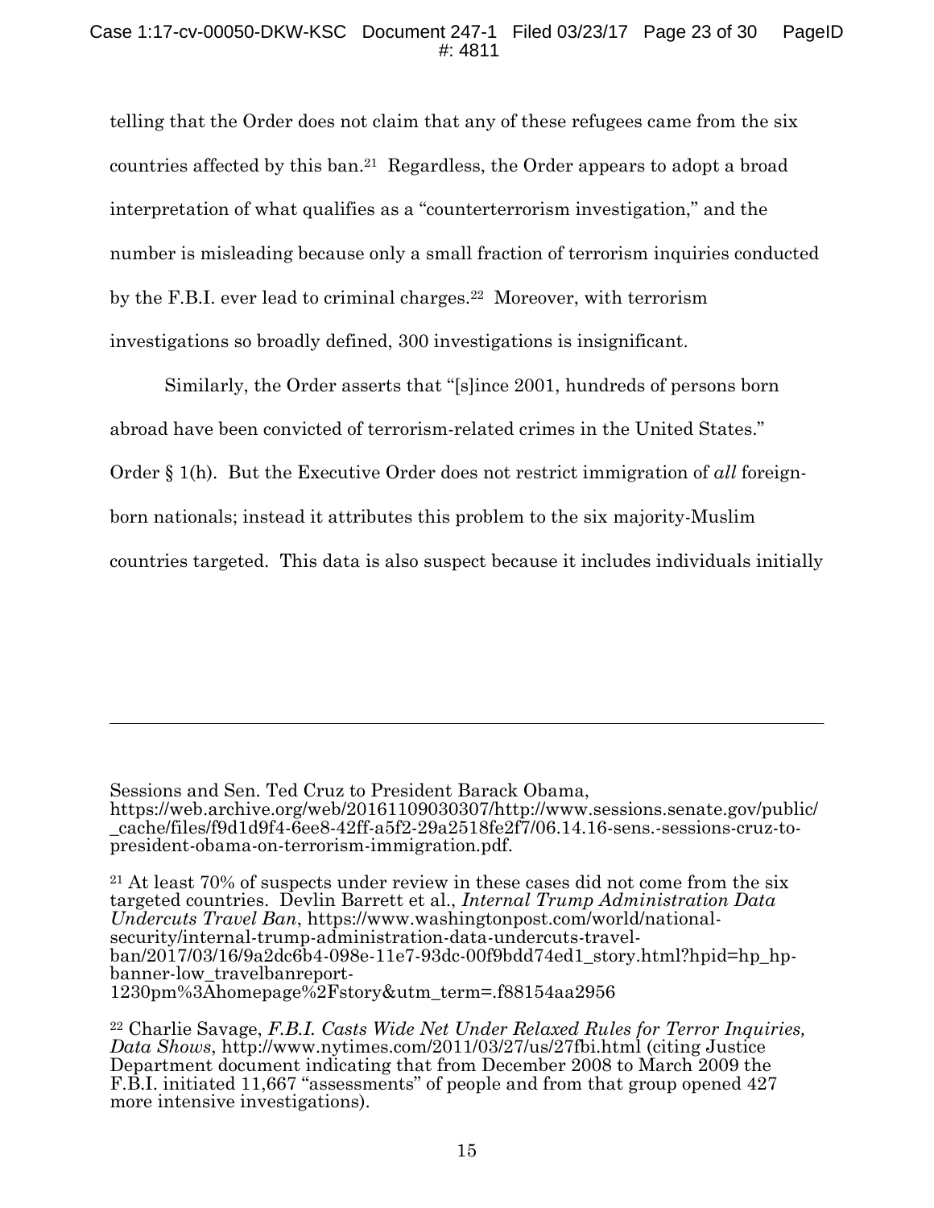telling that the Order does not claim that any of these refugees came from the six countries affected by this ban.[21] Regardless, the Order appears to adopt a broad interpretation of what qualifies as a "counterterrorism investigation," and the number is misleading because only a small fraction of terrorism inquiries conducted by the F.B.I. ever lead to criminal charges.[22] Moreover, with terrorism investigations so broadly defined, 300 investigations is insignificant.

Similarly, the Order asserts that "[s]ince 2001, hundreds of persons born abroad have been convicted of terrorism-related crimes in the United States." Order § 1(h). But the Executive Order does not restrict immigration of *all* foreign-born nationals; instead it attributes this problem to the six majority-Muslim countries targeted. This data is also suspect because it includes individuals initially

---

Sessions and Sen. Ted Cruz to President Barack Obama, https://web.archive.org/web/20161109030307/http://www.sessions.senate.gov/public/_cache/files/f9d1d9f4-6ee8-42ff-a5f2-29a2518fe2f7/06.14.16-sens.-sessions-cruz-to-president-obama-on-terrorism-immigration.pdf.

[21] At least 70% of suspects under review in these cases did not come from the six targeted countries. Devlin Barrett et al., *Internal Trump Administration Data Undercuts Travel Ban*, https://www.washingtonpost.com/world/national-security/internal-trump-administration-data-undercuts-travel-ban/2017/03/16/9a2dc6b4-098e-11e7-93dc-00f9bdd74ed1_story.html?hpid=hp_hp-banner-low_travelbanreport-1230pm%3Ahomepage%2Fstory&utm_term=.f88154aa2956

[22] Charlie Savage, *F.B.I. Casts Wide Net Under Relaxed Rules for Terror Inquiries, Data Shows*, http://www.nytimes.com/2011/03/27/us/27fbi.html (citing Justice Department document indicating that from December 2008 to March 2009 the F.B.I. initiated 11,667 "assessments" of people and from that group opened 427 more intensive investigations).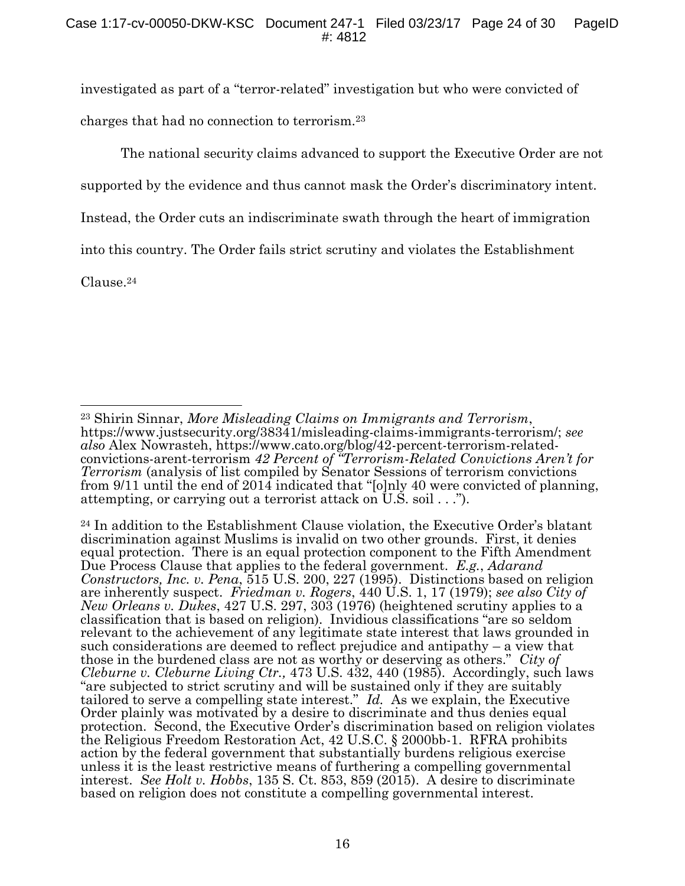investigated as part of a "terror-related" investigation but who were convicted of charges that had no connection to terrorism.[23]

The national security claims advanced to support the Executive Order are not supported by the evidence and thus cannot mask the Order's discriminatory intent. Instead, the Order cuts an indiscriminate swath through the heart of immigration into this country. The Order fails strict scrutiny and violates the Establishment Clause.[24]

---

[23] Shirin Sinnar, *More Misleading Claims on Immigrants and Terrorism*, https://www.justsecurity.org/38341/misleading-claims-immigrants-terrorism/; *see also* Alex Nowrasteh, https://www.cato.org/blog/42-percent-terrorism-related-convictions-arent-terrorism *42 Percent of "Terrorism-Related Convictions Aren't for Terrorism* (analysis of list compiled by Senator Sessions of terrorism convictions from 9/11 until the end of 2014 indicated that "[o]nly 40 were convicted of planning, attempting, or carrying out a terrorist attack on U.S. soil . . .").

[24] In addition to the Establishment Clause violation, the Executive Order's blatant discrimination against Muslims is invalid on two other grounds. First, it denies equal protection. There is an equal protection component to the Fifth Amendment Due Process Clause that applies to the federal government. *E.g.*, *Adarand Constructors, Inc. v. Pena*, 515 U.S. 200, 227 (1995). Distinctions based on religion are inherently suspect. *Friedman v. Rogers*, 440 U.S. 1, 17 (1979); *see also City of New Orleans v. Dukes*, 427 U.S. 297, 303 (1976) (heightened scrutiny applies to a classification that is based on religion). Invidious classifications "are so seldom relevant to the achievement of any legitimate state interest that laws grounded in such considerations are deemed to reflect prejudice and antipathy – a view that those in the burdened class are not as worthy or deserving as others." *City of Cleburne v. Cleburne Living Ctr.,* 473 U.S. 432, 440 (1985). Accordingly, such laws "are subjected to strict scrutiny and will be sustained only if they are suitably tailored to serve a compelling state interest." *Id.* As we explain, the Executive Order plainly was motivated by a desire to discriminate and thus denies equal protection. Second, the Executive Order's discrimination based on religion violates the Religious Freedom Restoration Act, 42 U.S.C. § 2000bb-1. RFRA prohibits action by the federal government that substantially burdens religious exercise unless it is the least restrictive means of furthering a compelling governmental interest. *See Holt v. Hobbs*, 135 S. Ct. 853, 859 (2015). A desire to discriminate based on religion does not constitute a compelling governmental interest.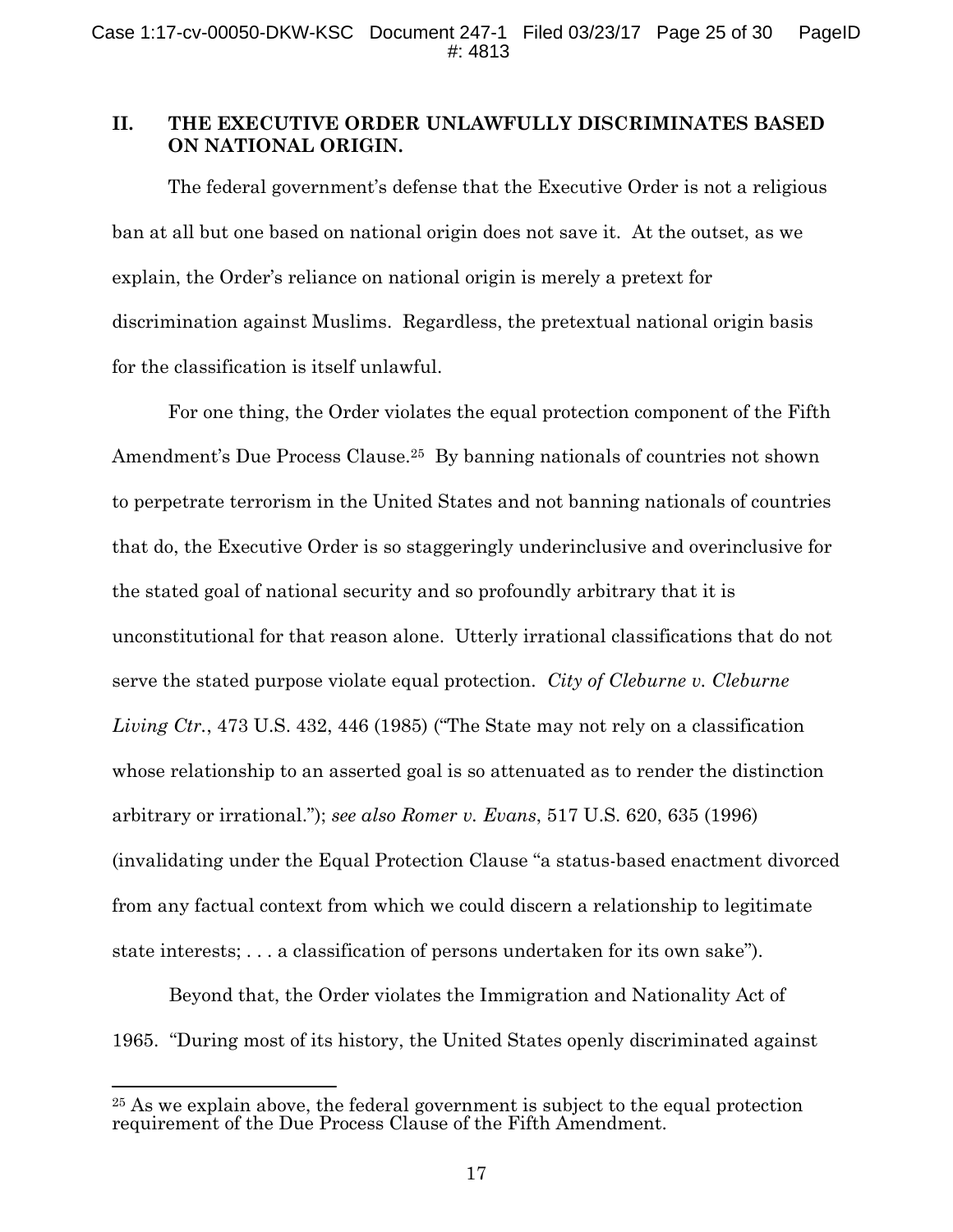## II. THE EXECUTIVE ORDER UNLAWFULLY DISCRIMINATES BASED ON NATIONAL ORIGIN.

The federal government's defense that the Executive Order is not a religious ban at all but one based on national origin does not save it. At the outset, as we explain, the Order's reliance on national origin is merely a pretext for discrimination against Muslims. Regardless, the pretextual national origin basis for the classification is itself unlawful.

For one thing, the Order violates the equal protection component of the Fifth Amendment's Due Process Clause.[25] By banning nationals of countries not shown to perpetrate terrorism in the United States and not banning nationals of countries that do, the Executive Order is so staggeringly underinclusive and overinclusive for the stated goal of national security and so profoundly arbitrary that it is unconstitutional for that reason alone. Utterly irrational classifications that do not serve the stated purpose violate equal protection. *City of Cleburne v. Cleburne Living Ctr.*, 473 U.S. 432, 446 (1985) ("The State may not rely on a classification whose relationship to an asserted goal is so attenuated as to render the distinction arbitrary or irrational."); *see also Romer v. Evans*, 517 U.S. 620, 635 (1996) (invalidating under the Equal Protection Clause "a status-based enactment divorced from any factual context from which we could discern a relationship to legitimate state interests; . . . a classification of persons undertaken for its own sake").

Beyond that, the Order violates the Immigration and Nationality Act of 1965. "During most of its history, the United States openly discriminated against

---

[25] As we explain above, the federal government is subject to the equal protection requirement of the Due Process Clause of the Fifth Amendment.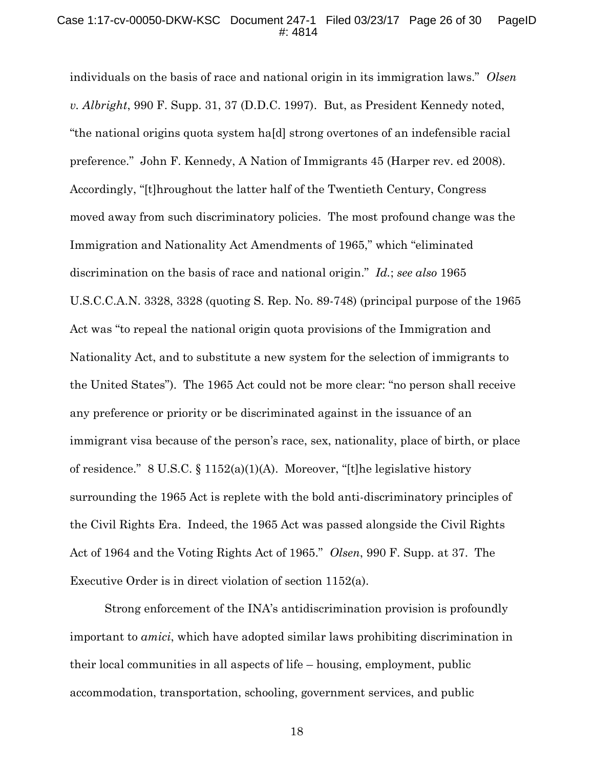individuals on the basis of race and national origin in its immigration laws." *Olsen v. Albright*, 990 F. Supp. 31, 37 (D.D.C. 1997). But, as President Kennedy noted, "the national origins quota system ha[d] strong overtones of an indefensible racial preference." John F. Kennedy, A Nation of Immigrants 45 (Harper rev. ed 2008). Accordingly, "[t]hroughout the latter half of the Twentieth Century, Congress moved away from such discriminatory policies. The most profound change was the Immigration and Nationality Act Amendments of 1965," which "eliminated discrimination on the basis of race and national origin." *Id.*; *see also* 1965 U.S.C.C.A.N. 3328, 3328 (quoting S. Rep. No. 89-748) (principal purpose of the 1965 Act was "to repeal the national origin quota provisions of the Immigration and Nationality Act, and to substitute a new system for the selection of immigrants to the United States"). The 1965 Act could not be more clear: "no person shall receive any preference or priority or be discriminated against in the issuance of an immigrant visa because of the person's race, sex, nationality, place of birth, or place of residence." 8 U.S.C. § 1152(a)(1)(A). Moreover, "[t]he legislative history surrounding the 1965 Act is replete with the bold anti-discriminatory principles of the Civil Rights Era. Indeed, the 1965 Act was passed alongside the Civil Rights Act of 1964 and the Voting Rights Act of 1965." *Olsen*, 990 F. Supp. at 37. The Executive Order is in direct violation of section 1152(a).

Strong enforcement of the INA's antidiscrimination provision is profoundly important to *amici*, which have adopted similar laws prohibiting discrimination in their local communities in all aspects of life – housing, employment, public accommodation, transportation, schooling, government services, and public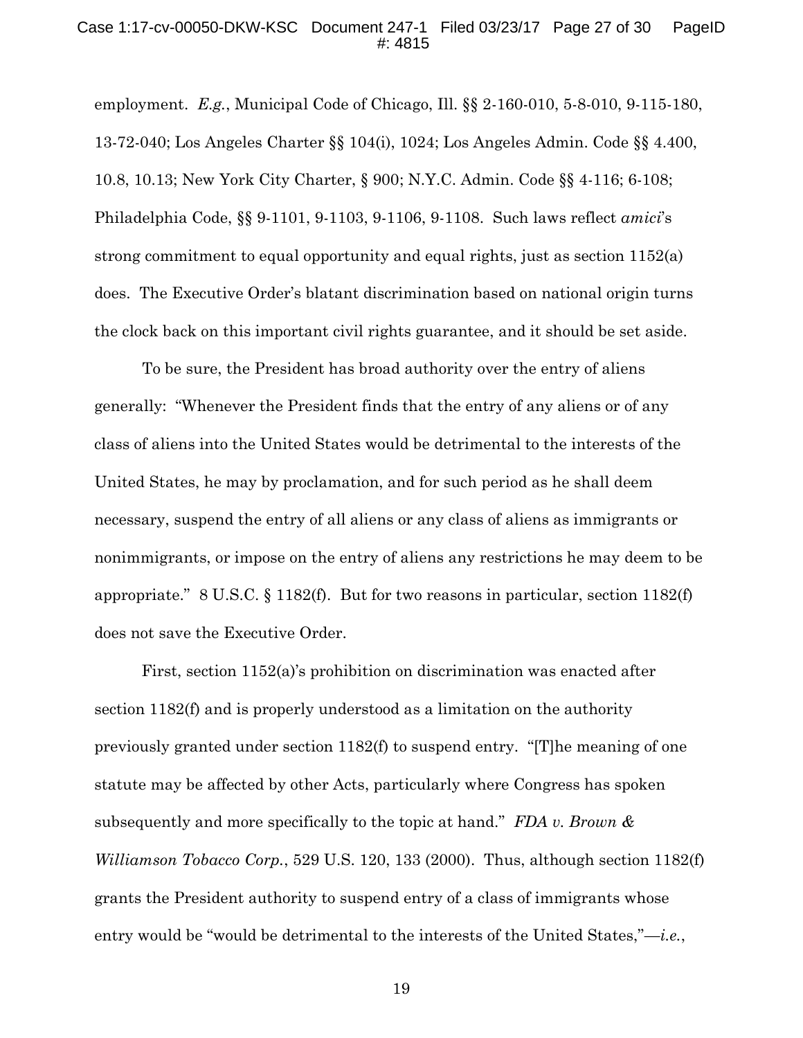employment. *E.g.*, Municipal Code of Chicago, Ill. §§ 2-160-010, 5-8-010, 9-115-180, 13-72-040; Los Angeles Charter §§ 104(i), 1024; Los Angeles Admin. Code §§ 4.400, 10.8, 10.13; New York City Charter, § 900; N.Y.C. Admin. Code §§ 4-116; 6-108; Philadelphia Code, §§ 9-1101, 9-1103, 9-1106, 9-1108. Such laws reflect *amici*'s strong commitment to equal opportunity and equal rights, just as section 1152(a) does. The Executive Order's blatant discrimination based on national origin turns the clock back on this important civil rights guarantee, and it should be set aside.

To be sure, the President has broad authority over the entry of aliens generally: "Whenever the President finds that the entry of any aliens or of any class of aliens into the United States would be detrimental to the interests of the United States, he may by proclamation, and for such period as he shall deem necessary, suspend the entry of all aliens or any class of aliens as immigrants or nonimmigrants, or impose on the entry of aliens any restrictions he may deem to be appropriate." 8 U.S.C. § 1182(f). But for two reasons in particular, section 1182(f) does not save the Executive Order.

First, section 1152(a)'s prohibition on discrimination was enacted after section 1182(f) and is properly understood as a limitation on the authority previously granted under section 1182(f) to suspend entry. "[T]he meaning of one statute may be affected by other Acts, particularly where Congress has spoken subsequently and more specifically to the topic at hand." *FDA v. Brown & Williamson Tobacco Corp.*, 529 U.S. 120, 133 (2000). Thus, although section 1182(f) grants the President authority to suspend entry of a class of immigrants whose entry would be "would be detrimental to the interests of the United States,"—*i.e.*,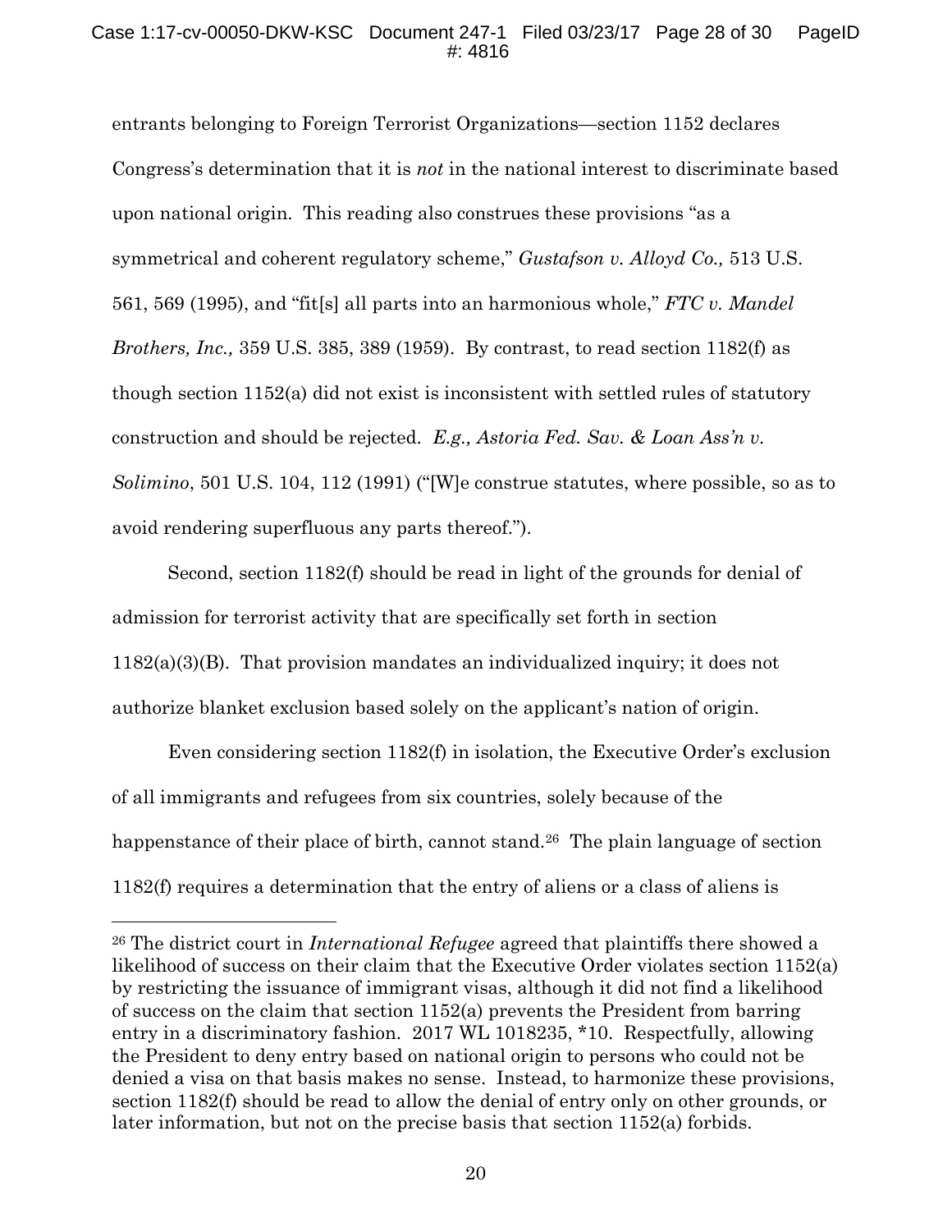entrants belonging to Foreign Terrorist Organizations—section 1152 declares Congress's determination that it is *not* in the national interest to discriminate based upon national origin. This reading also construes these provisions "as a symmetrical and coherent regulatory scheme," *Gustafson v. Alloyd Co.,* 513 U.S. 561, 569 (1995), and "fit[s] all parts into an harmonious whole," *FTC v. Mandel Brothers, Inc.,* 359 U.S. 385, 389 (1959). By contrast, to read section 1182(f) as though section 1152(a) did not exist is inconsistent with settled rules of statutory construction and should be rejected. *E.g., Astoria Fed. Sav. & Loan Ass'n v. Solimino*, 501 U.S. 104, 112 (1991) ("[W]e construe statutes, where possible, so as to avoid rendering superfluous any parts thereof.").

Second, section 1182(f) should be read in light of the grounds for denial of admission for terrorist activity that are specifically set forth in section 1182(a)(3)(B). That provision mandates an individualized inquiry; it does not authorize blanket exclusion based solely on the applicant's nation of origin.

Even considering section 1182(f) in isolation, the Executive Order's exclusion of all immigrants and refugees from six countries, solely because of the happenstance of their place of birth, cannot stand.[26] The plain language of section 1182(f) requires a determination that the entry of aliens or a class of aliens is

---

[26] The district court in *International Refugee* agreed that plaintiffs there showed a likelihood of success on their claim that the Executive Order violates section 1152(a) by restricting the issuance of immigrant visas, although it did not find a likelihood of success on the claim that section 1152(a) prevents the President from barring entry in a discriminatory fashion. 2017 WL 1018235, *10. Respectfully, allowing the President to deny entry based on national origin to persons who could not be denied a visa on that basis makes no sense. Instead, to harmonize these provisions, section 1182(f) should be read to allow the denial of entry only on other grounds, or later information, but not on the precise basis that section 1152(a) forbids.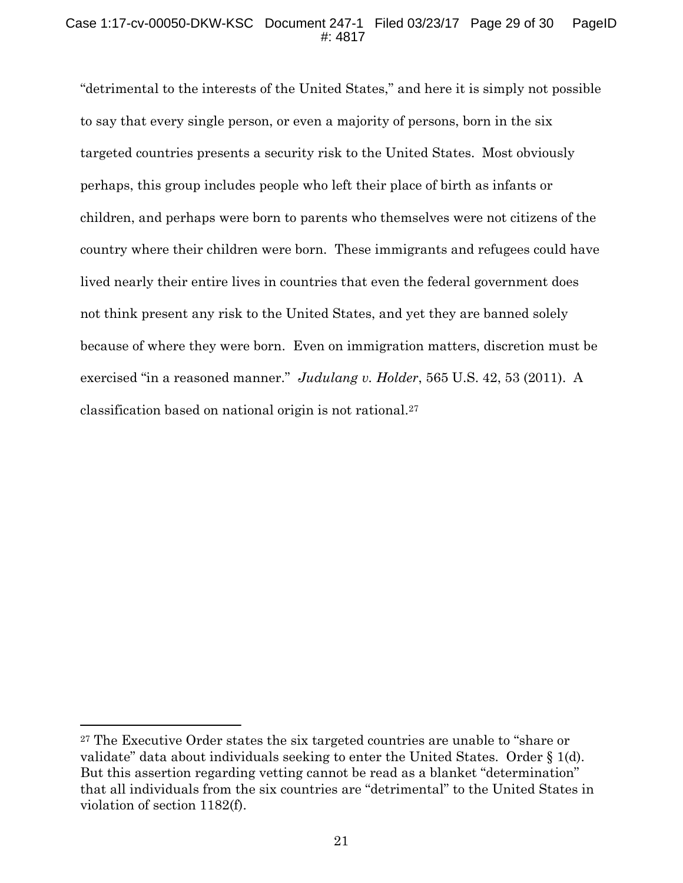"detrimental to the interests of the United States," and here it is simply not possible to say that every single person, or even a majority of persons, born in the six targeted countries presents a security risk to the United States. Most obviously perhaps, this group includes people who left their place of birth as infants or children, and perhaps were born to parents who themselves were not citizens of the country where their children were born. These immigrants and refugees could have lived nearly their entire lives in countries that even the federal government does not think present any risk to the United States, and yet they are banned solely because of where they were born. Even on immigration matters, discretion must be exercised "in a reasoned manner." *Judulang v. Holder*, 565 U.S. 42, 53 (2011). A classification based on national origin is not rational.[27]

---

[27] The Executive Order states the six targeted countries are unable to "share or validate" data about individuals seeking to enter the United States. Order § 1(d). But this assertion regarding vetting cannot be read as a blanket "determination" that all individuals from the six countries are "detrimental" to the United States in violation of section 1182(f).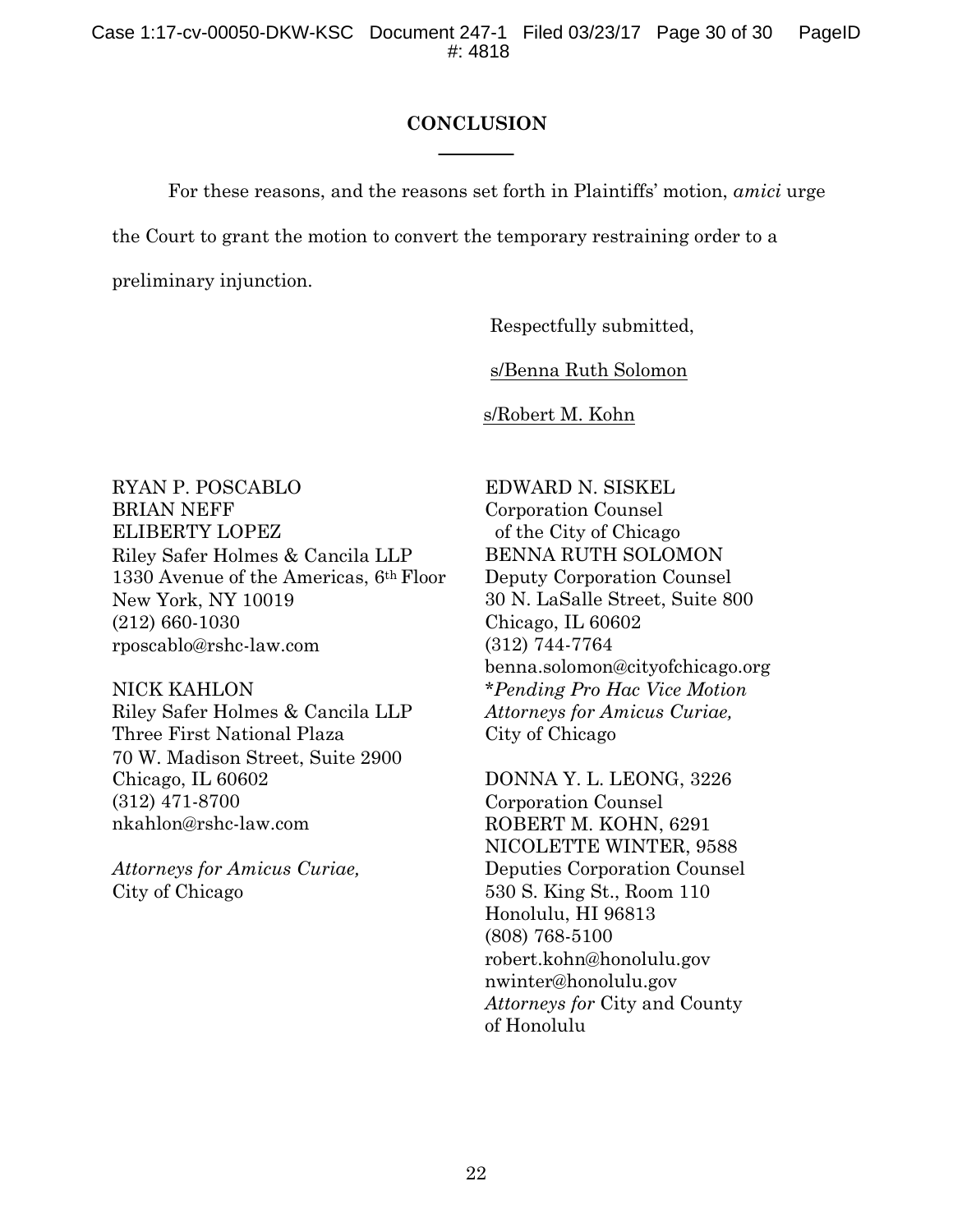## CONCLUSION

For these reasons, and the reasons set forth in Plaintiffs' motion, *amici* urge the Court to grant the motion to convert the temporary restraining order to a preliminary injunction.

Respectfully submitted,

s/Benna Ruth Solomon

s/Robert M. Kohn

RYAN P. POSCABLO
BRIAN NEFF
ELIBERTY LOPEZ
Riley Safer Holmes & Cancila LLP
1330 Avenue of the Americas, 6th Floor
New York, NY 10019
(212) 660-1030
rposcablo@rshc-law.com

NICK KAHLON
Riley Safer Holmes & Cancila LLP
Three First National Plaza
70 W. Madison Street, Suite 2900
Chicago, IL 60602
(312) 471-8700
nkahlon@rshc-law.com

*Attorneys for Amicus Curiae,*
City of Chicago

EDWARD N. SISKEL
Corporation Counsel
of the City of Chicago
BENNA RUTH SOLOMON
Deputy Corporation Counsel
30 N. LaSalle Street, Suite 800
Chicago, IL 60602
(312) 744-7764
benna.solomon@cityofchicago.org
**Pending Pro Hac Vice Motion*
*Attorneys for Amicus Curiae,*
City of Chicago

DONNA Y. L. LEONG, 3226
Corporation Counsel
ROBERT M. KOHN, 6291
NICOLETTE WINTER, 9588
Deputies Corporation Counsel
530 S. King St., Room 110
Honolulu, HI 96813
(808) 768-5100
robert.kohn@honolulu.gov
nwinter@honolulu.gov
*Attorneys for* City and County of Honolulu